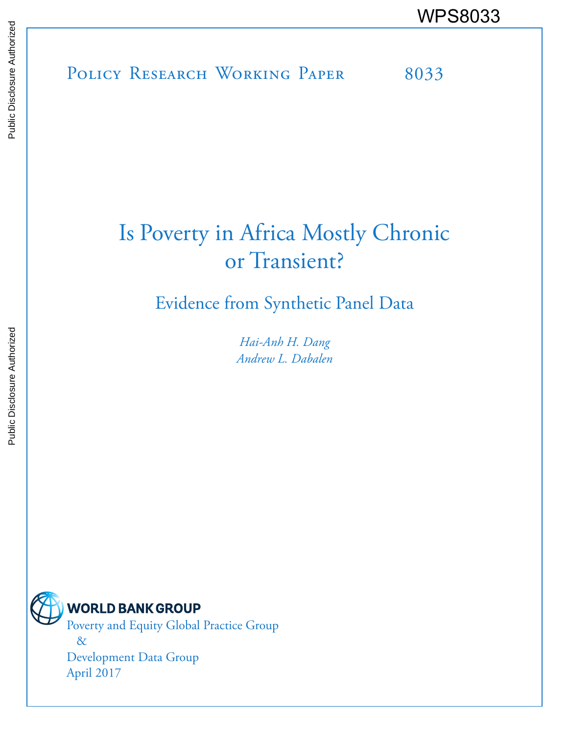WPS8033

Policy Research Working Paper 8033

# Is Poverty in Africa Mostly Chronic or Transient?

## Evidence from Synthetic Panel Data

*Hai-Anh H. Dang*
*Andrew L. Dabalen*

WORLD BANK GROUP
Poverty and Equity Global Practice Group
&
Development Data Group
April 2017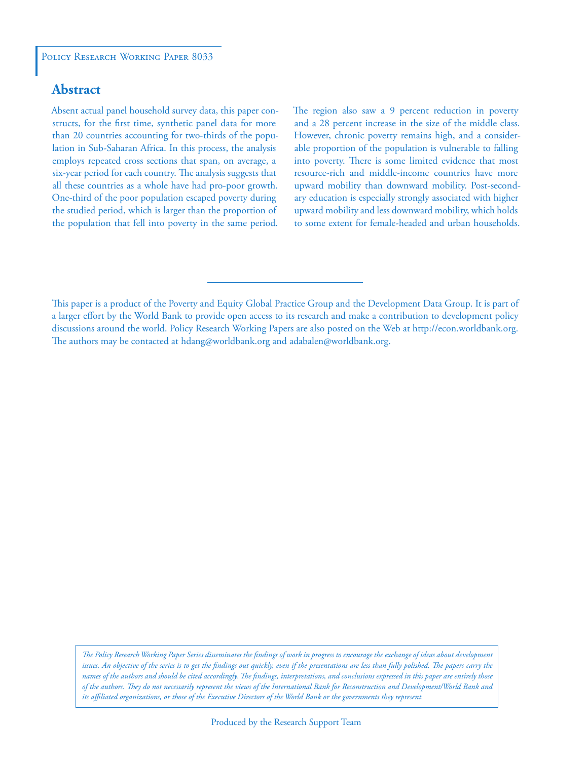Policy Research Working Paper 8033

## Abstract

Absent actual panel household survey data, this paper constructs, for the first time, synthetic panel data for more than 20 countries accounting for two-thirds of the population in Sub-Saharan Africa. In this process, the analysis employs repeated cross sections that span, on average, a six-year period for each country. The analysis suggests that all these countries as a whole have had pro-poor growth. One-third of the poor population escaped poverty during the studied period, which is larger than the proportion of the population that fell into poverty in the same period. The region also saw a 9 percent reduction in poverty and a 28 percent increase in the size of the middle class. However, chronic poverty remains high, and a considerable proportion of the population is vulnerable to falling into poverty. There is some limited evidence that most resource-rich and middle-income countries have more upward mobility than downward mobility. Post-secondary education is especially strongly associated with higher upward mobility and less downward mobility, which holds to some extent for female-headed and urban households.

This paper is a product of the Poverty and Equity Global Practice Group and the Development Data Group. It is part of a larger effort by the World Bank to provide open access to its research and make a contribution to development policy discussions around the world. Policy Research Working Papers are also posted on the Web at http://econ.worldbank.org. The authors may be contacted at hdang@worldbank.org and adabalen@worldbank.org.

*The Policy Research Working Paper Series disseminates the findings of work in progress to encourage the exchange of ideas about development issues. An objective of the series is to get the findings out quickly, even if the presentations are less than fully polished. The papers carry the names of the authors and should be cited accordingly. The findings, interpretations, and conclusions expressed in this paper are entirely those of the authors. They do not necessarily represent the views of the International Bank for Reconstruction and Development/World Bank and its affiliated organizations, or those of the Executive Directors of the World Bank or the governments they represent.*

Produced by the Research Support Team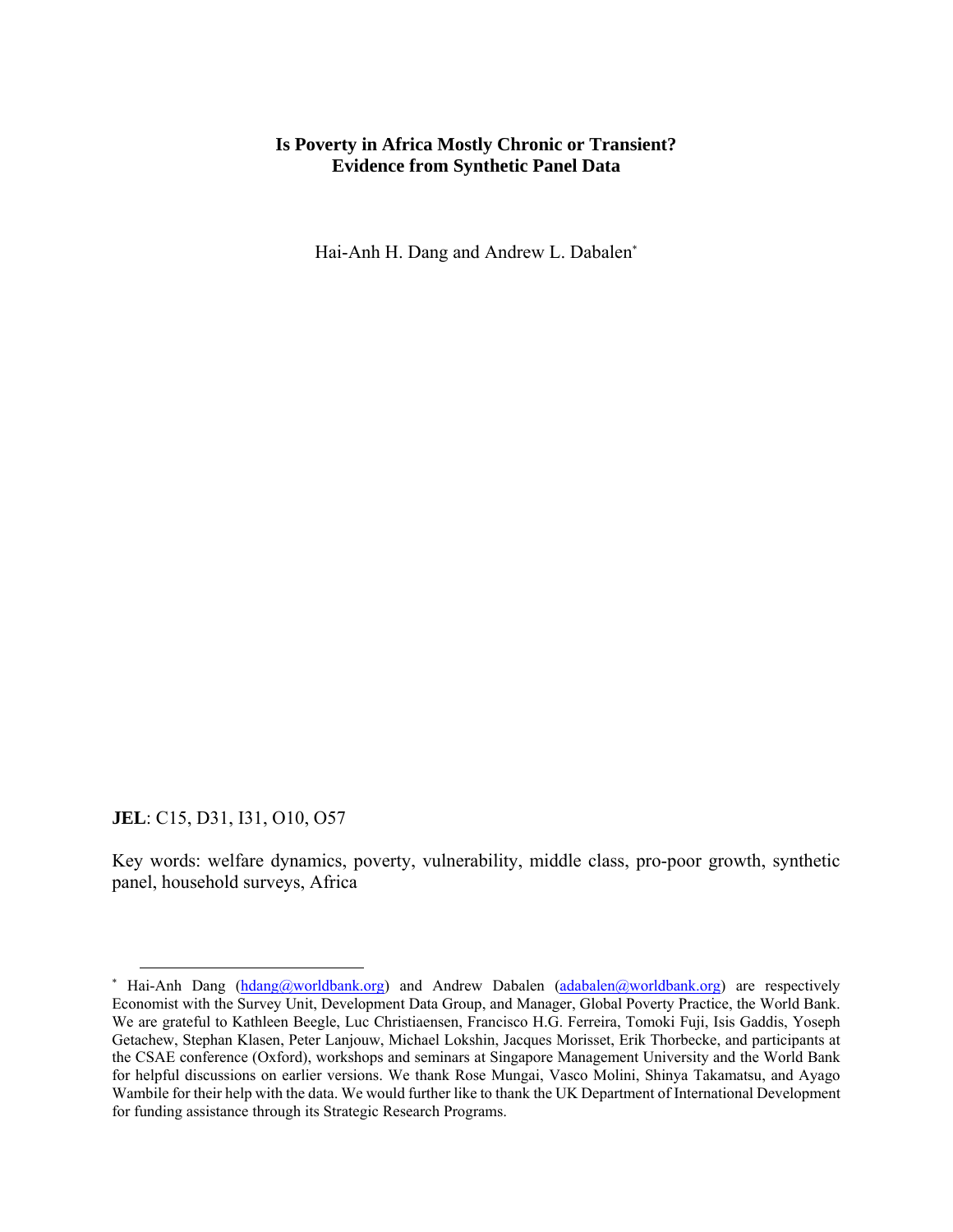**Is Poverty in Africa Mostly Chronic or Transient?**
**Evidence from Synthetic Panel Data**

Hai-Anh H. Dang and Andrew L. Dabalen*

**JEL**: C15, D31, I31, O10, O57

Key words: welfare dynamics, poverty, vulnerability, middle class, pro-poor growth, synthetic panel, household surveys, Africa

---

* Hai-Anh Dang (hdang@worldbank.org) and Andrew Dabalen (adabalen@worldbank.org) are respectively Economist with the Survey Unit, Development Data Group, and Manager, Global Poverty Practice, the World Bank. We are grateful to Kathleen Beegle, Luc Christiaensen, Francisco H.G. Ferreira, Tomoki Fuji, Isis Gaddis, Yoseph Getachew, Stephan Klasen, Peter Lanjouw, Michael Lokshin, Jacques Morisset, Erik Thorbecke, and participants at the CSAE conference (Oxford), workshops and seminars at Singapore Management University and the World Bank for helpful discussions on earlier versions. We thank Rose Mungai, Vasco Molini, Shinya Takamatsu, and Ayago Wambile for their help with the data. We would further like to thank the UK Department of International Development for funding assistance through its Strategic Research Programs.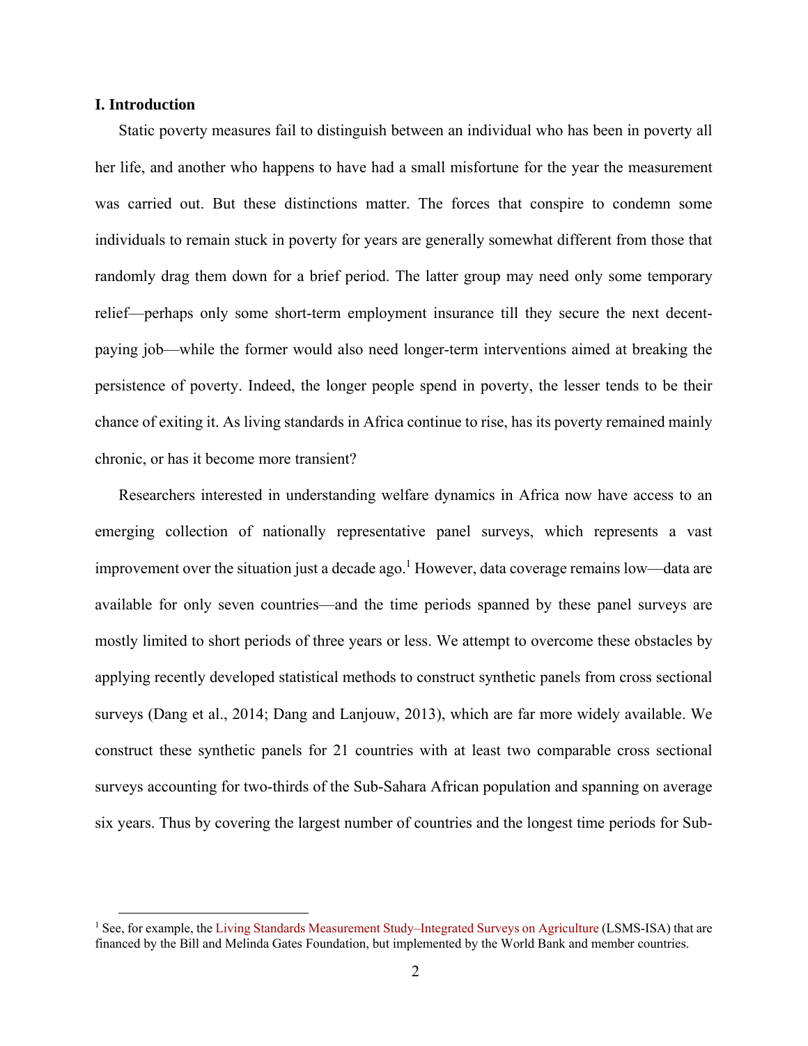## I. Introduction

Static poverty measures fail to distinguish between an individual who has been in poverty all her life, and another who happens to have had a small misfortune for the year the measurement was carried out. But these distinctions matter. The forces that conspire to condemn some individuals to remain stuck in poverty for years are generally somewhat different from those that randomly drag them down for a brief period. The latter group may need only some temporary relief—perhaps only some short-term employment insurance till they secure the next decent-paying job—while the former would also need longer-term interventions aimed at breaking the persistence of poverty. Indeed, the longer people spend in poverty, the lesser tends to be their chance of exiting it. As living standards in Africa continue to rise, has its poverty remained mainly chronic, or has it become more transient?

Researchers interested in understanding welfare dynamics in Africa now have access to an emerging collection of nationally representative panel surveys, which represents a vast improvement over the situation just a decade ago.[1] However, data coverage remains low—data are available for only seven countries—and the time periods spanned by these panel surveys are mostly limited to short periods of three years or less. We attempt to overcome these obstacles by applying recently developed statistical methods to construct synthetic panels from cross sectional surveys (Dang et al., 2014; Dang and Lanjouw, 2013), which are far more widely available. We construct these synthetic panels for 21 countries with at least two comparable cross sectional surveys accounting for two-thirds of the Sub-Sahara African population and spanning on average six years. Thus by covering the largest number of countries and the longest time periods for Sub-

[1] See, for example, the Living Standards Measurement Study–Integrated Surveys on Agriculture (LSMS-ISA) that are financed by the Bill and Melinda Gates Foundation, but implemented by the World Bank and member countries.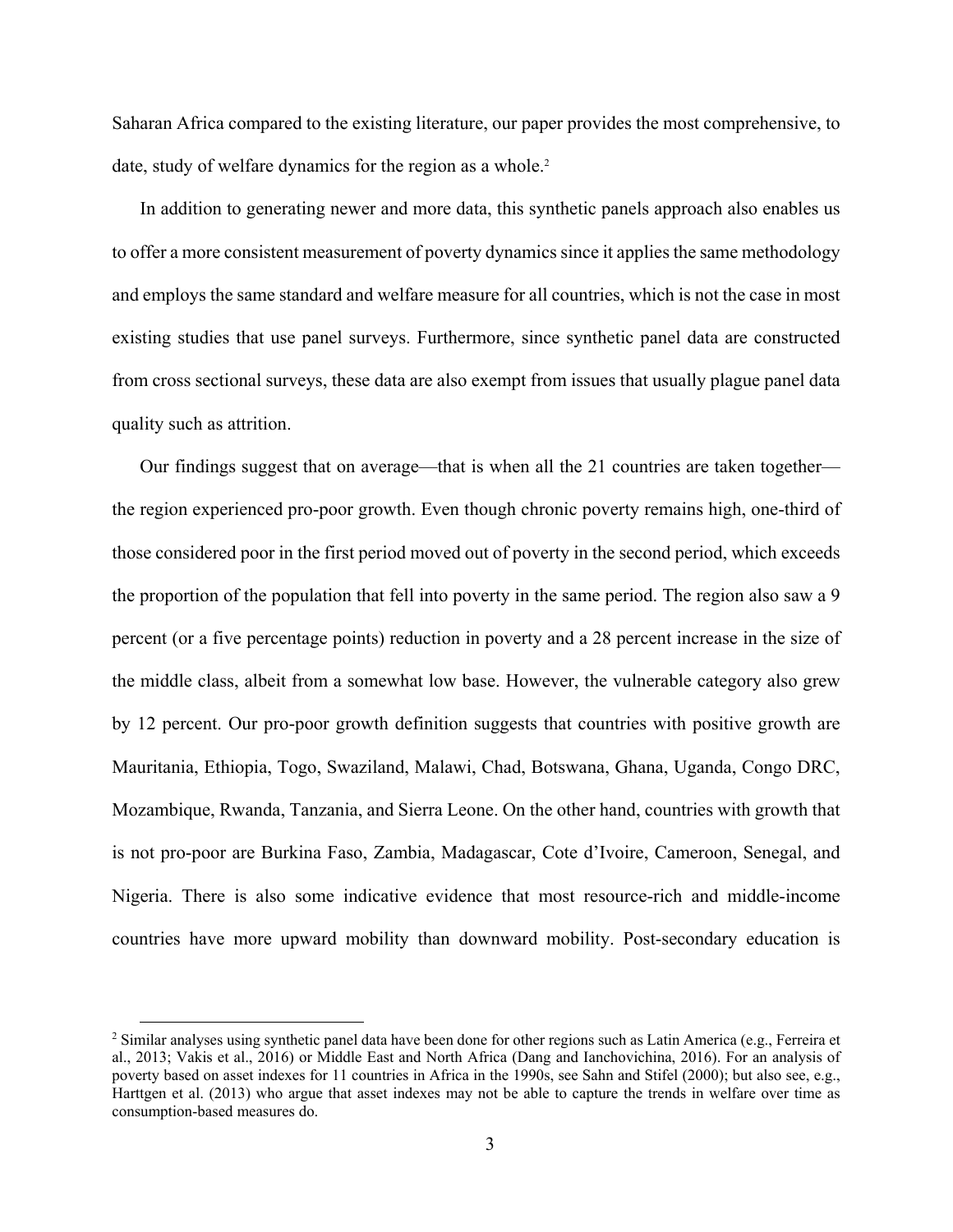Saharan Africa compared to the existing literature, our paper provides the most comprehensive, to date, study of welfare dynamics for the region as a whole.[2]

In addition to generating newer and more data, this synthetic panels approach also enables us to offer a more consistent measurement of poverty dynamics since it applies the same methodology and employs the same standard and welfare measure for all countries, which is not the case in most existing studies that use panel surveys. Furthermore, since synthetic panel data are constructed from cross sectional surveys, these data are also exempt from issues that usually plague panel data quality such as attrition.

Our findings suggest that on average—that is when all the 21 countries are taken together—the region experienced pro-poor growth. Even though chronic poverty remains high, one-third of those considered poor in the first period moved out of poverty in the second period, which exceeds the proportion of the population that fell into poverty in the same period. The region also saw a 9 percent (or a five percentage points) reduction in poverty and a 28 percent increase in the size of the middle class, albeit from a somewhat low base. However, the vulnerable category also grew by 12 percent. Our pro-poor growth definition suggests that countries with positive growth are Mauritania, Ethiopia, Togo, Swaziland, Malawi, Chad, Botswana, Ghana, Uganda, Congo DRC, Mozambique, Rwanda, Tanzania, and Sierra Leone. On the other hand, countries with growth that is not pro-poor are Burkina Faso, Zambia, Madagascar, Cote d'Ivoire, Cameroon, Senegal, and Nigeria. There is also some indicative evidence that most resource-rich and middle-income countries have more upward mobility than downward mobility. Post-secondary education is

[2] Similar analyses using synthetic panel data have been done for other regions such as Latin America (e.g., Ferreira et al., 2013; Vakis et al., 2016) or Middle East and North Africa (Dang and Ianchovichina, 2016). For an analysis of poverty based on asset indexes for 11 countries in Africa in the 1990s, see Sahn and Stifel (2000); but also see, e.g., Harttgen et al. (2013) who argue that asset indexes may not be able to capture the trends in welfare over time as consumption-based measures do.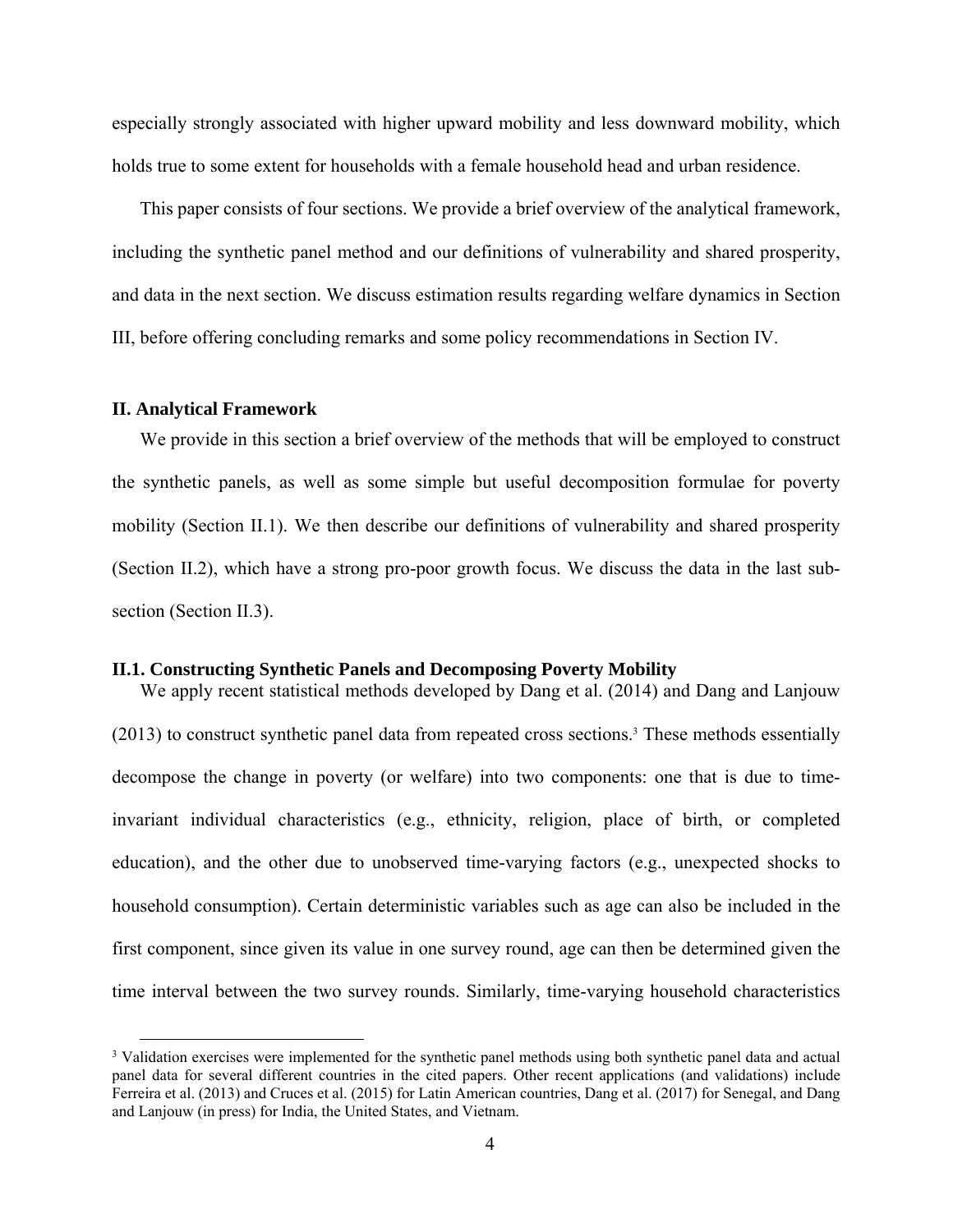especially strongly associated with higher upward mobility and less downward mobility, which holds true to some extent for households with a female household head and urban residence.

This paper consists of four sections. We provide a brief overview of the analytical framework, including the synthetic panel method and our definitions of vulnerability and shared prosperity, and data in the next section. We discuss estimation results regarding welfare dynamics in Section III, before offering concluding remarks and some policy recommendations in Section IV.

## II. Analytical Framework

We provide in this section a brief overview of the methods that will be employed to construct the synthetic panels, as well as some simple but useful decomposition formulae for poverty mobility (Section II.1). We then describe our definitions of vulnerability and shared prosperity (Section II.2), which have a strong pro-poor growth focus. We discuss the data in the last sub-section (Section II.3).

### II.1. Constructing Synthetic Panels and Decomposing Poverty Mobility

We apply recent statistical methods developed by Dang et al. (2014) and Dang and Lanjouw (2013) to construct synthetic panel data from repeated cross sections.[3] These methods essentially decompose the change in poverty (or welfare) into two components: one that is due to time-invariant individual characteristics (e.g., ethnicity, religion, place of birth, or completed education), and the other due to unobserved time-varying factors (e.g., unexpected shocks to household consumption). Certain deterministic variables such as age can also be included in the first component, since given its value in one survey round, age can then be determined given the time interval between the two survey rounds. Similarly, time-varying household characteristics

[3] Validation exercises were implemented for the synthetic panel methods using both synthetic panel data and actual panel data for several different countries in the cited papers. Other recent applications (and validations) include Ferreira et al. (2013) and Cruces et al. (2015) for Latin American countries, Dang et al. (2017) for Senegal, and Dang and Lanjouw (in press) for India, the United States, and Vietnam.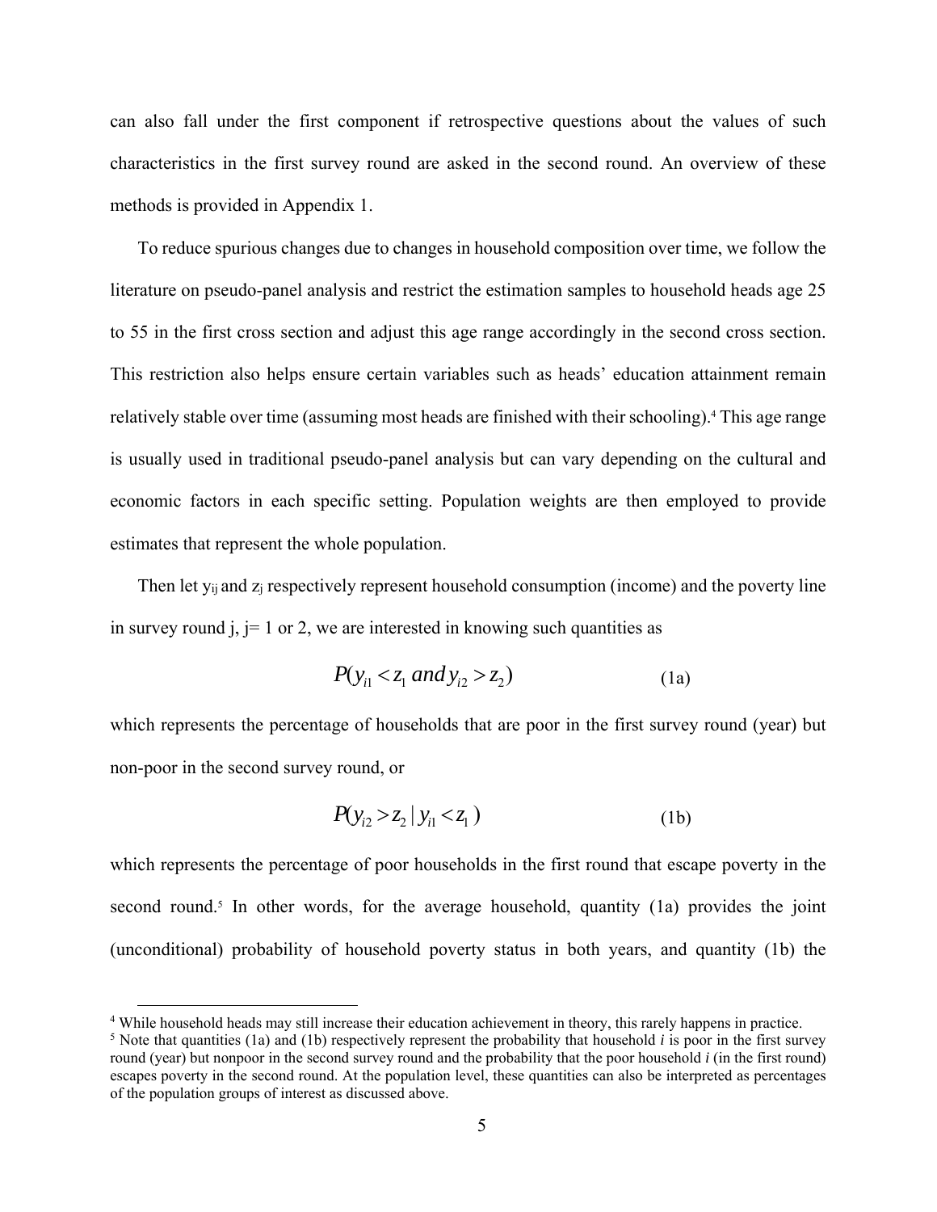can also fall under the first component if retrospective questions about the values of such characteristics in the first survey round are asked in the second round. An overview of these methods is provided in Appendix 1.

To reduce spurious changes due to changes in household composition over time, we follow the literature on pseudo-panel analysis and restrict the estimation samples to household heads age 25 to 55 in the first cross section and adjust this age range accordingly in the second cross section. This restriction also helps ensure certain variables such as heads' education attainment remain relatively stable over time (assuming most heads are finished with their schooling).[4] This age range is usually used in traditional pseudo-panel analysis but can vary depending on the cultural and economic factors in each specific setting. Population weights are then employed to provide estimates that represent the whole population.

Then let $y_{ij}$ and $z_j$ respectively represent household consumption (income) and the poverty line in survey round j, j= 1 or 2, we are interested in knowing such quantities as

$$P(y_{i1} < z_1 \; and \; y_{i2} > z_2) \tag{1a}$$

which represents the percentage of households that are poor in the first survey round (year) but non-poor in the second survey round, or

$$P(y_{i2} > z_2 \,|\, y_{i1} < z_1) \tag{1b}$$

which represents the percentage of poor households in the first round that escape poverty in the second round.[5] In other words, for the average household, quantity (1a) provides the joint (unconditional) probability of household poverty status in both years, and quantity (1b) the

---

[4] While household heads may still increase their education achievement in theory, this rarely happens in practice.

[5] Note that quantities (1a) and (1b) respectively represent the probability that household *i* is poor in the first survey round (year) but nonpoor in the second survey round and the probability that the poor household *i* (in the first round) escapes poverty in the second round. At the population level, these quantities can also be interpreted as percentages of the population groups of interest as discussed above.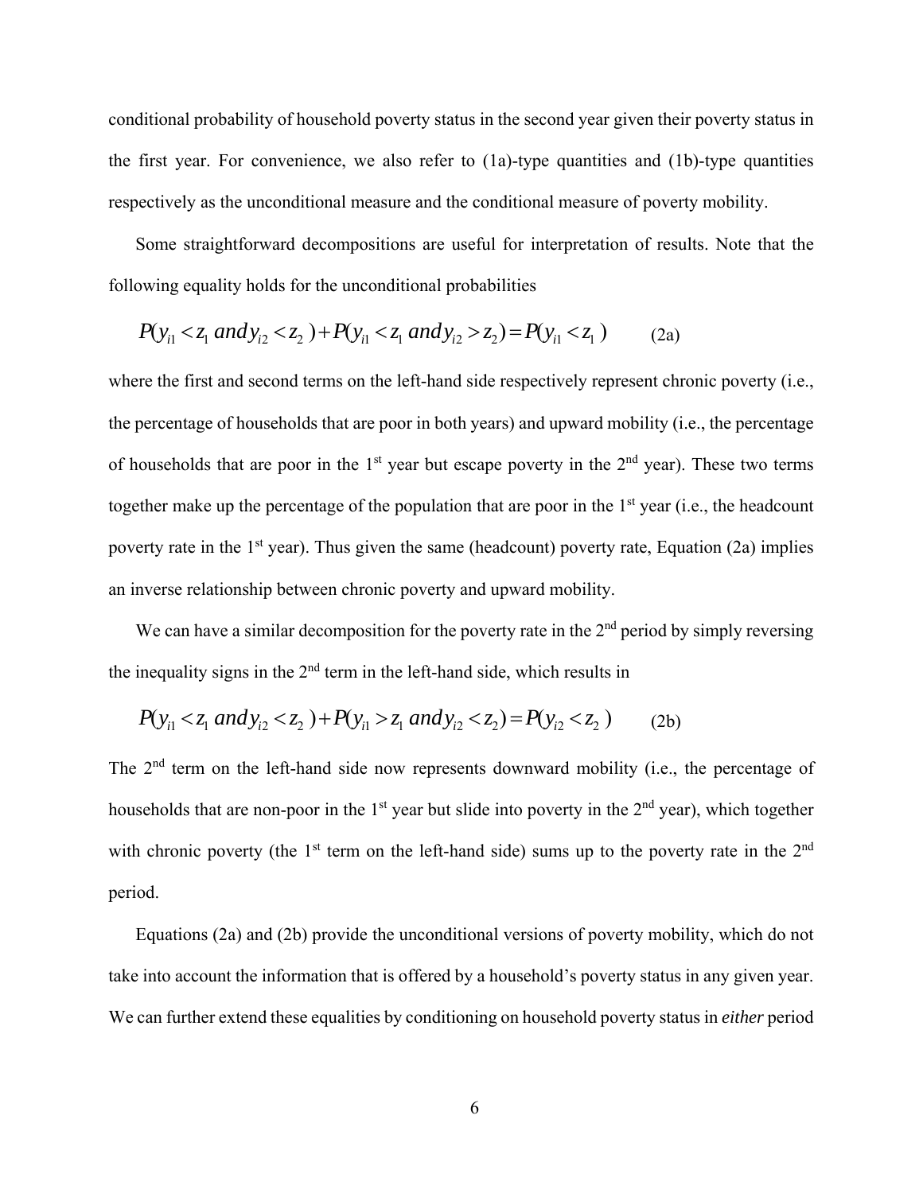conditional probability of household poverty status in the second year given their poverty status in the first year. For convenience, we also refer to (1a)-type quantities and (1b)-type quantities respectively as the unconditional measure and the conditional measure of poverty mobility.

Some straightforward decompositions are useful for interpretation of results. Note that the following equality holds for the unconditional probabilities

$$P(y_{i1} < z_1 \; and \, y_{i2} < z_2) + P(y_{i1} < z_1 \; and \, y_{i2} > z_2) = P(y_{i1} < z_1) \qquad \text{(2a)}$$

where the first and second terms on the left-hand side respectively represent chronic poverty (i.e., the percentage of households that are poor in both years) and upward mobility (i.e., the percentage of households that are poor in the 1st year but escape poverty in the 2nd year). These two terms together make up the percentage of the population that are poor in the 1st year (i.e., the headcount poverty rate in the 1st year). Thus given the same (headcount) poverty rate, Equation (2a) implies an inverse relationship between chronic poverty and upward mobility.

We can have a similar decomposition for the poverty rate in the 2nd period by simply reversing the inequality signs in the 2nd term in the left-hand side, which results in

$$P(y_{i1} < z_1 \; and \, y_{i2} < z_2) + P(y_{i1} > z_1 \; and \, y_{i2} < z_2) = P(y_{i2} < z_2) \qquad \text{(2b)}$$

The 2nd term on the left-hand side now represents downward mobility (i.e., the percentage of households that are non-poor in the 1st year but slide into poverty in the 2nd year), which together with chronic poverty (the 1st term on the left-hand side) sums up to the poverty rate in the 2nd period.

Equations (2a) and (2b) provide the unconditional versions of poverty mobility, which do not take into account the information that is offered by a household's poverty status in any given year. We can further extend these equalities by conditioning on household poverty status in *either* period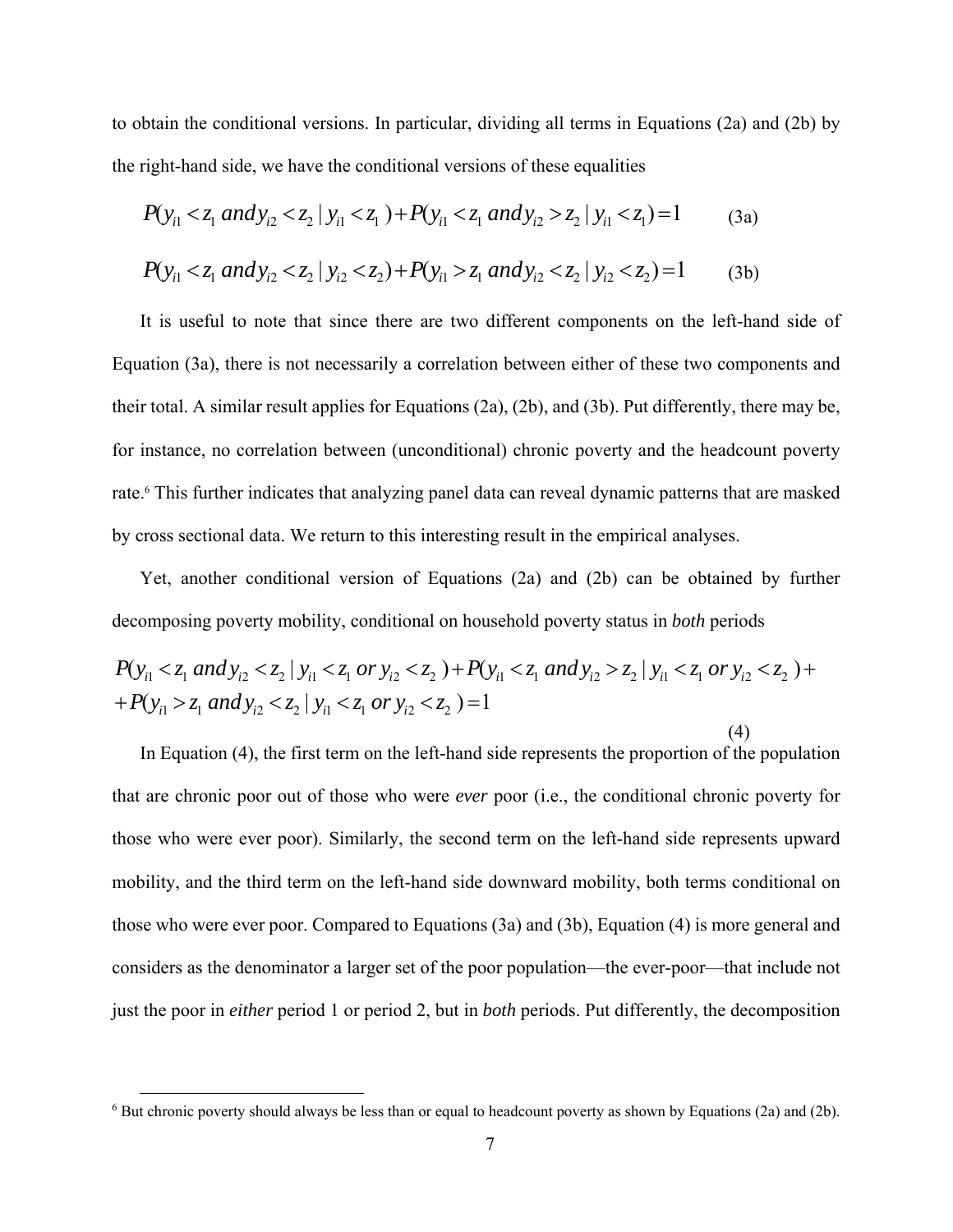to obtain the conditional versions. In particular, dividing all terms in Equations (2a) and (2b) by the right-hand side, we have the conditional versions of these equalities

$$P(y_{i1} < z_1 \; and \; y_{i2} < z_2 \mid y_{i1} < z_1) + P(y_{i1} < z_1 \; and \; y_{i2} > z_2 \mid y_{i1} < z_1) = 1 \qquad \text{(3a)}$$

$$P(y_{i1} < z_1 \; and \; y_{i2} < z_2 \mid y_{i2} < z_2) + P(y_{i1} > z_1 \; and \; y_{i2} < z_2 \mid y_{i2} < z_2) = 1 \qquad \text{(3b)}$$

It is useful to note that since there are two different components on the left-hand side of Equation (3a), there is not necessarily a correlation between either of these two components and their total. A similar result applies for Equations (2a), (2b), and (3b). Put differently, there may be, for instance, no correlation between (unconditional) chronic poverty and the headcount poverty rate.[6] This further indicates that analyzing panel data can reveal dynamic patterns that are masked by cross sectional data. We return to this interesting result in the empirical analyses.

Yet, another conditional version of Equations (2a) and (2b) can be obtained by further decomposing poverty mobility, conditional on household poverty status in *both* periods

$$P(y_{i1} < z_1 \; and \; y_{i2} < z_2 \mid y_{i1} < z_1 \; or \; y_{i2} < z_2) + P(y_{i1} < z_1 \; and \; y_{i2} > z_2 \mid y_{i1} < z_1 \; or \; y_{i2} < z_2) + \\ + P(y_{i1} > z_1 \; and \; y_{i2} < z_2 \mid y_{i1} < z_1 \; or \; y_{i2} < z_2) = 1 \qquad \text{(4)}$$

In Equation (4), the first term on the left-hand side represents the proportion of the population that are chronic poor out of those who were *ever* poor (i.e., the conditional chronic poverty for those who were ever poor). Similarly, the second term on the left-hand side represents upward mobility, and the third term on the left-hand side downward mobility, both terms conditional on those who were ever poor. Compared to Equations (3a) and (3b), Equation (4) is more general and considers as the denominator a larger set of the poor population—the ever-poor—that include not just the poor in *either* period 1 or period 2, but in *both* periods. Put differently, the decomposition

[6] But chronic poverty should always be less than or equal to headcount poverty as shown by Equations (2a) and (2b).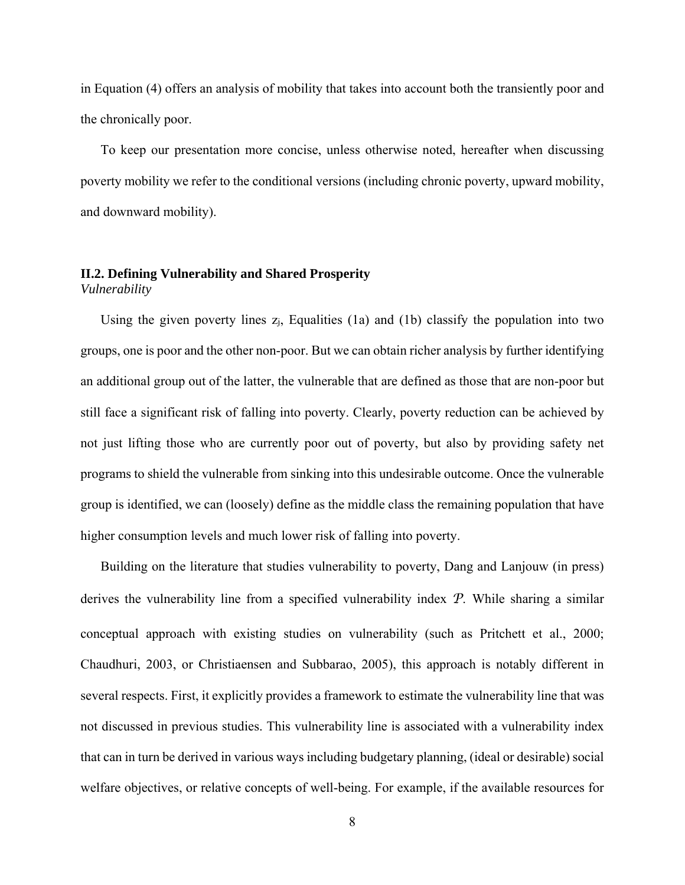in Equation (4) offers an analysis of mobility that takes into account both the transiently poor and the chronically poor.

To keep our presentation more concise, unless otherwise noted, hereafter when discussing poverty mobility we refer to the conditional versions (including chronic poverty, upward mobility, and downward mobility).

## II.2. Defining Vulnerability and Shared Prosperity

*Vulnerability*

Using the given poverty lines $z_j$, Equalities (1a) and (1b) classify the population into two groups, one is poor and the other non-poor. But we can obtain richer analysis by further identifying an additional group out of the latter, the vulnerable that are defined as those that are non-poor but still face a significant risk of falling into poverty. Clearly, poverty reduction can be achieved by not just lifting those who are currently poor out of poverty, but also by providing safety net programs to shield the vulnerable from sinking into this undesirable outcome. Once the vulnerable group is identified, we can (loosely) define as the middle class the remaining population that have higher consumption levels and much lower risk of falling into poverty.

Building on the literature that studies vulnerability to poverty, Dang and Lanjouw (in press) derives the vulnerability line from a specified vulnerability index $\mathcal{P}$. While sharing a similar conceptual approach with existing studies on vulnerability (such as Pritchett et al., 2000; Chaudhuri, 2003, or Christiaensen and Subbarao, 2005), this approach is notably different in several respects. First, it explicitly provides a framework to estimate the vulnerability line that was not discussed in previous studies. This vulnerability line is associated with a vulnerability index that can in turn be derived in various ways including budgetary planning, (ideal or desirable) social welfare objectives, or relative concepts of well-being. For example, if the available resources for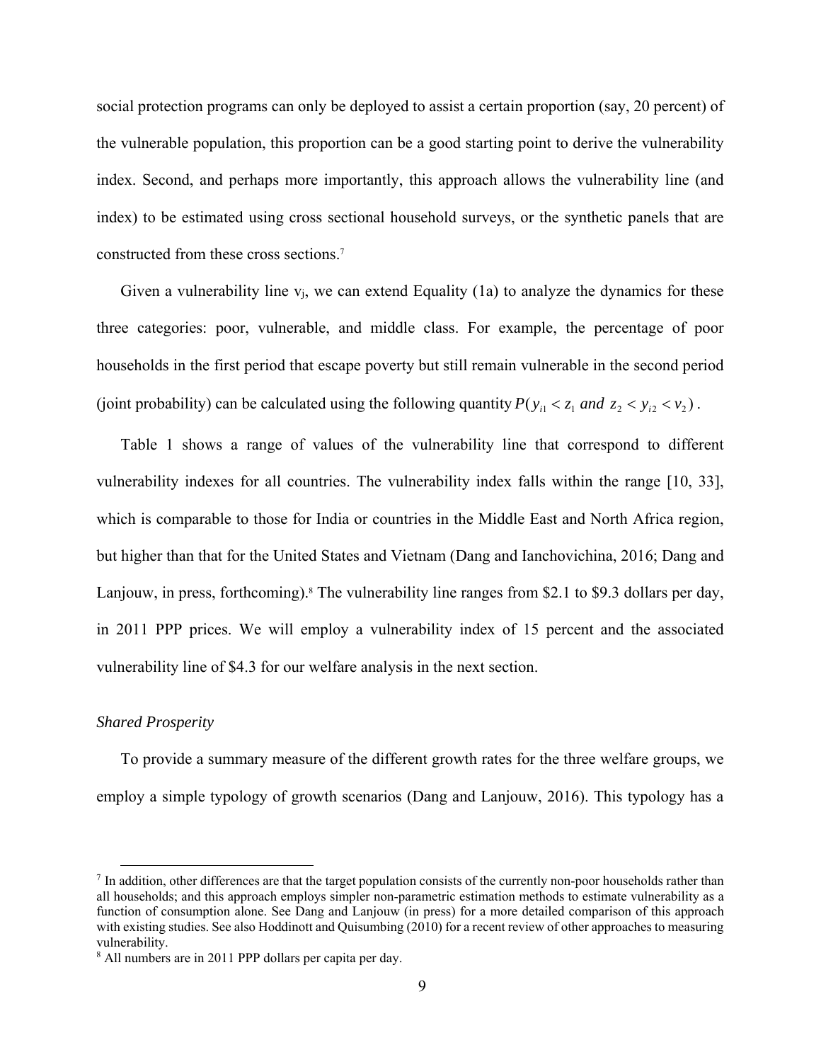social protection programs can only be deployed to assist a certain proportion (say, 20 percent) of the vulnerable population, this proportion can be a good starting point to derive the vulnerability index. Second, and perhaps more importantly, this approach allows the vulnerability line (and index) to be estimated using cross sectional household surveys, or the synthetic panels that are constructed from these cross sections.[7]

Given a vulnerability line $v_j$, we can extend Equality (1a) to analyze the dynamics for these three categories: poor, vulnerable, and middle class. For example, the percentage of poor households in the first period that escape poverty but still remain vulnerable in the second period (joint probability) can be calculated using the following quantity $P(y_{i1} < z_1 \textit{ and } z_2 < y_{i2} < v_2)$.

Table 1 shows a range of values of the vulnerability line that correspond to different vulnerability indexes for all countries. The vulnerability index falls within the range [10, 33], which is comparable to those for India or countries in the Middle East and North Africa region, but higher than that for the United States and Vietnam (Dang and Ianchovichina, 2016; Dang and Lanjouw, in press, forthcoming).[8] The vulnerability line ranges from \$2.1 to \$9.3 dollars per day, in 2011 PPP prices. We will employ a vulnerability index of 15 percent and the associated vulnerability line of \$4.3 for our welfare analysis in the next section.

*Shared Prosperity*

To provide a summary measure of the different growth rates for the three welfare groups, we employ a simple typology of growth scenarios (Dang and Lanjouw, 2016). This typology has a

---

[7] In addition, other differences are that the target population consists of the currently non-poor households rather than all households; and this approach employs simpler non-parametric estimation methods to estimate vulnerability as a function of consumption alone. See Dang and Lanjouw (in press) for a more detailed comparison of this approach with existing studies. See also Hoddinott and Quisumbing (2010) for a recent review of other approaches to measuring vulnerability.

[8] All numbers are in 2011 PPP dollars per capita per day.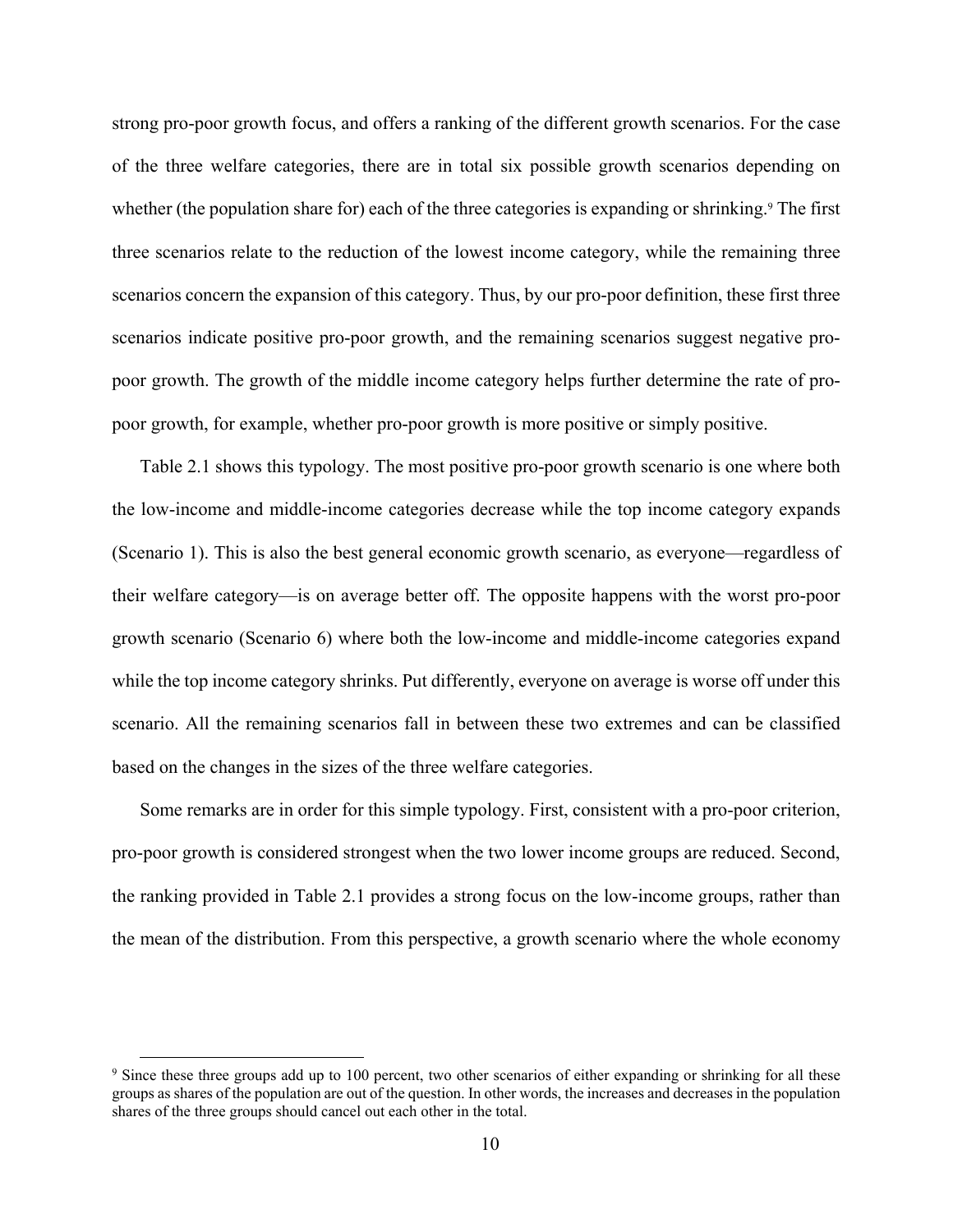strong pro-poor growth focus, and offers a ranking of the different growth scenarios. For the case of the three welfare categories, there are in total six possible growth scenarios depending on whether (the population share for) each of the three categories is expanding or shrinking.[9] The first three scenarios relate to the reduction of the lowest income category, while the remaining three scenarios concern the expansion of this category. Thus, by our pro-poor definition, these first three scenarios indicate positive pro-poor growth, and the remaining scenarios suggest negative pro-poor growth. The growth of the middle income category helps further determine the rate of pro-poor growth, for example, whether pro-poor growth is more positive or simply positive.

Table 2.1 shows this typology. The most positive pro-poor growth scenario is one where both the low-income and middle-income categories decrease while the top income category expands (Scenario 1). This is also the best general economic growth scenario, as everyone—regardless of their welfare category—is on average better off. The opposite happens with the worst pro-poor growth scenario (Scenario 6) where both the low-income and middle-income categories expand while the top income category shrinks. Put differently, everyone on average is worse off under this scenario. All the remaining scenarios fall in between these two extremes and can be classified based on the changes in the sizes of the three welfare categories.

Some remarks are in order for this simple typology. First, consistent with a pro-poor criterion, pro-poor growth is considered strongest when the two lower income groups are reduced. Second, the ranking provided in Table 2.1 provides a strong focus on the low-income groups, rather than the mean of the distribution. From this perspective, a growth scenario where the whole economy

[9] Since these three groups add up to 100 percent, two other scenarios of either expanding or shrinking for all these groups as shares of the population are out of the question. In other words, the increases and decreases in the population shares of the three groups should cancel out each other in the total.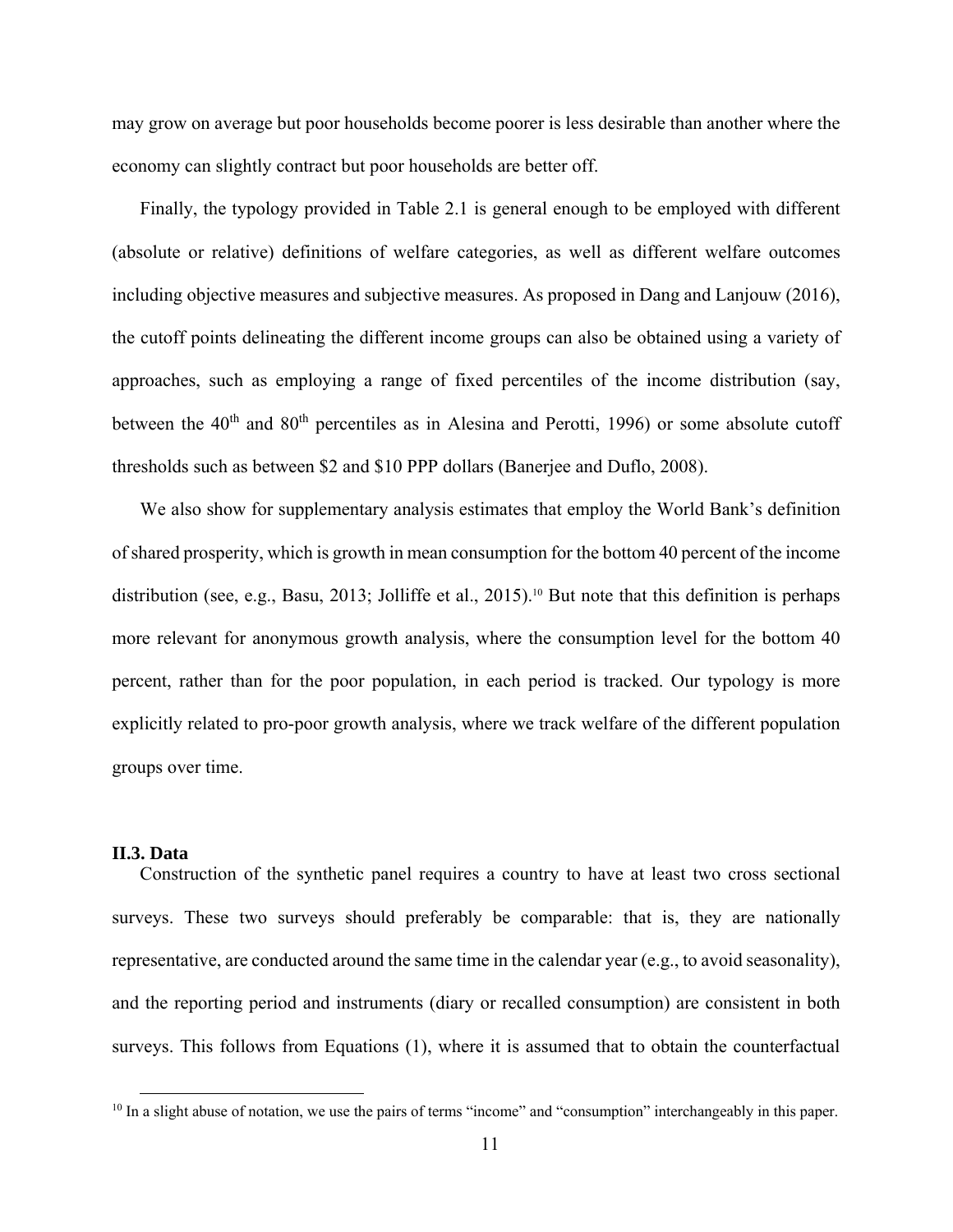may grow on average but poor households become poorer is less desirable than another where the economy can slightly contract but poor households are better off.

Finally, the typology provided in Table 2.1 is general enough to be employed with different (absolute or relative) definitions of welfare categories, as well as different welfare outcomes including objective measures and subjective measures. As proposed in Dang and Lanjouw (2016), the cutoff points delineating the different income groups can also be obtained using a variety of approaches, such as employing a range of fixed percentiles of the income distribution (say, between the 40th and 80th percentiles as in Alesina and Perotti, 1996) or some absolute cutoff thresholds such as between \$2 and \$10 PPP dollars (Banerjee and Duflo, 2008).

We also show for supplementary analysis estimates that employ the World Bank's definition of shared prosperity, which is growth in mean consumption for the bottom 40 percent of the income distribution (see, e.g., Basu, 2013; Jolliffe et al., 2015).[10] But note that this definition is perhaps more relevant for anonymous growth analysis, where the consumption level for the bottom 40 percent, rather than for the poor population, in each period is tracked. Our typology is more explicitly related to pro-poor growth analysis, where we track welfare of the different population groups over time.

### II.3. Data

Construction of the synthetic panel requires a country to have at least two cross sectional surveys. These two surveys should preferably be comparable: that is, they are nationally representative, are conducted around the same time in the calendar year (e.g., to avoid seasonality), and the reporting period and instruments (diary or recalled consumption) are consistent in both surveys. This follows from Equations (1), where it is assumed that to obtain the counterfactual

[10] In a slight abuse of notation, we use the pairs of terms "income" and "consumption" interchangeably in this paper.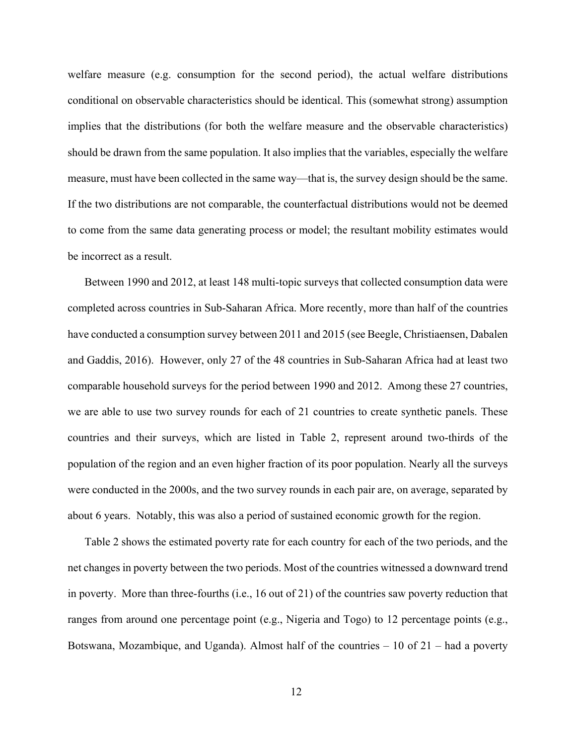welfare measure (e.g. consumption for the second period), the actual welfare distributions conditional on observable characteristics should be identical. This (somewhat strong) assumption implies that the distributions (for both the welfare measure and the observable characteristics) should be drawn from the same population. It also implies that the variables, especially the welfare measure, must have been collected in the same way—that is, the survey design should be the same. If the two distributions are not comparable, the counterfactual distributions would not be deemed to come from the same data generating process or model; the resultant mobility estimates would be incorrect as a result.

Between 1990 and 2012, at least 148 multi-topic surveys that collected consumption data were completed across countries in Sub-Saharan Africa. More recently, more than half of the countries have conducted a consumption survey between 2011 and 2015 (see Beegle, Christiaensen, Dabalen and Gaddis, 2016). However, only 27 of the 48 countries in Sub-Saharan Africa had at least two comparable household surveys for the period between 1990 and 2012. Among these 27 countries, we are able to use two survey rounds for each of 21 countries to create synthetic panels. These countries and their surveys, which are listed in Table 2, represent around two-thirds of the population of the region and an even higher fraction of its poor population. Nearly all the surveys were conducted in the 2000s, and the two survey rounds in each pair are, on average, separated by about 6 years. Notably, this was also a period of sustained economic growth for the region.

Table 2 shows the estimated poverty rate for each country for each of the two periods, and the net changes in poverty between the two periods. Most of the countries witnessed a downward trend in poverty. More than three-fourths (i.e., 16 out of 21) of the countries saw poverty reduction that ranges from around one percentage point (e.g., Nigeria and Togo) to 12 percentage points (e.g., Botswana, Mozambique, and Uganda). Almost half of the countries – 10 of 21 – had a poverty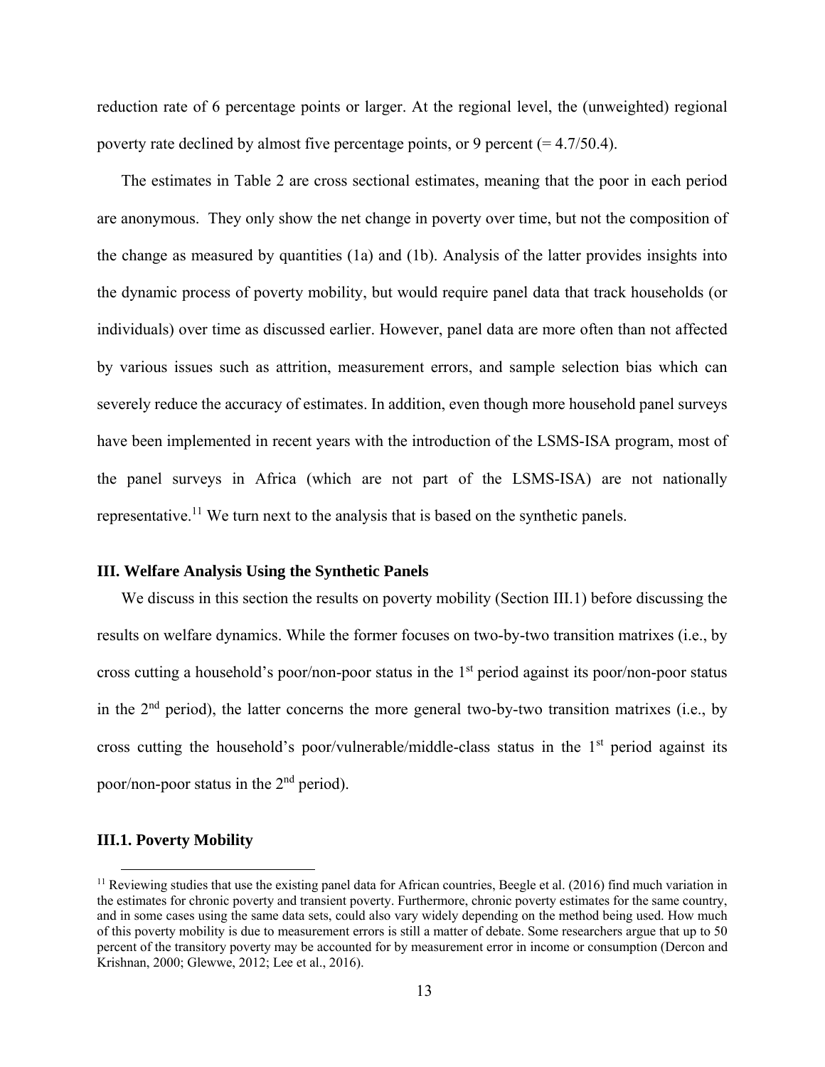reduction rate of 6 percentage points or larger. At the regional level, the (unweighted) regional poverty rate declined by almost five percentage points, or 9 percent (= 4.7/50.4).

The estimates in Table 2 are cross sectional estimates, meaning that the poor in each period are anonymous. They only show the net change in poverty over time, but not the composition of the change as measured by quantities (1a) and (1b). Analysis of the latter provides insights into the dynamic process of poverty mobility, but would require panel data that track households (or individuals) over time as discussed earlier. However, panel data are more often than not affected by various issues such as attrition, measurement errors, and sample selection bias which can severely reduce the accuracy of estimates. In addition, even though more household panel surveys have been implemented in recent years with the introduction of the LSMS-ISA program, most of the panel surveys in Africa (which are not part of the LSMS-ISA) are not nationally representative.[11] We turn next to the analysis that is based on the synthetic panels.

### III. Welfare Analysis Using the Synthetic Panels

We discuss in this section the results on poverty mobility (Section III.1) before discussing the results on welfare dynamics. While the former focuses on two-by-two transition matrixes (i.e., by cross cutting a household's poor/non-poor status in the 1st period against its poor/non-poor status in the 2nd period), the latter concerns the more general two-by-two transition matrixes (i.e., by cross cutting the household's poor/vulnerable/middle-class status in the 1st period against its poor/non-poor status in the 2nd period).

### III.1. Poverty Mobility

[11] Reviewing studies that use the existing panel data for African countries, Beegle et al. (2016) find much variation in the estimates for chronic poverty and transient poverty. Furthermore, chronic poverty estimates for the same country, and in some cases using the same data sets, could also vary widely depending on the method being used. How much of this poverty mobility is due to measurement errors is still a matter of debate. Some researchers argue that up to 50 percent of the transitory poverty may be accounted for by measurement error in income or consumption (Dercon and Krishnan, 2000; Glewwe, 2012; Lee et al., 2016).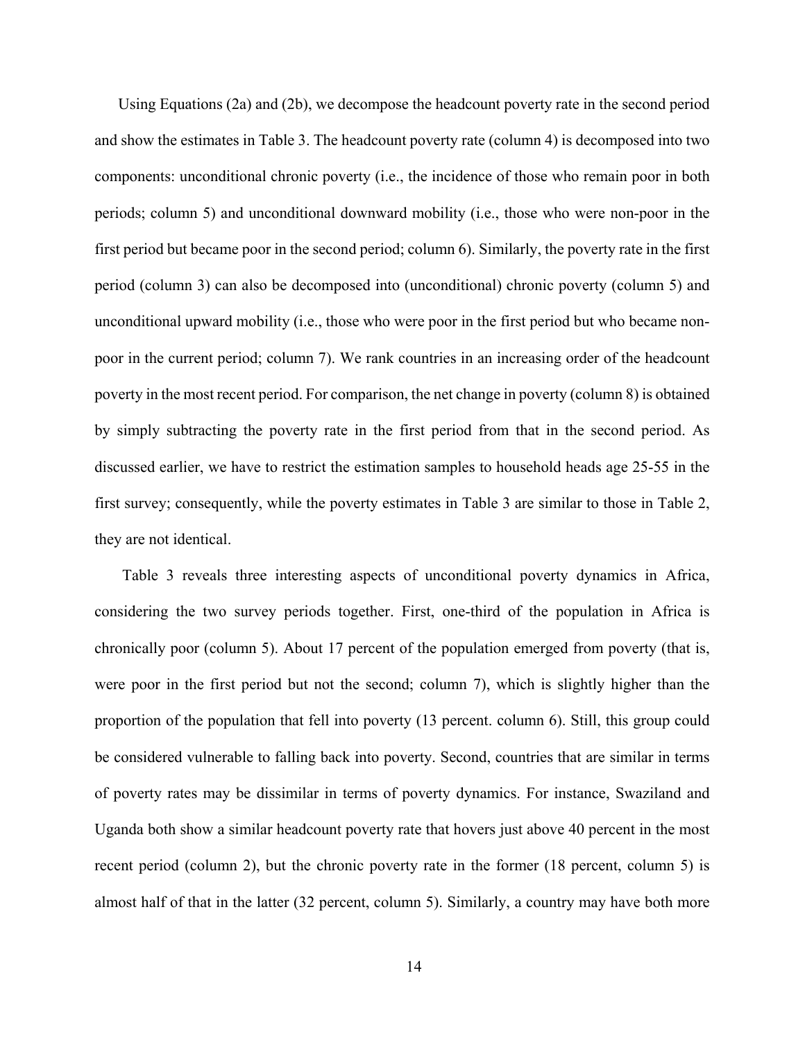Using Equations (2a) and (2b), we decompose the headcount poverty rate in the second period and show the estimates in Table 3. The headcount poverty rate (column 4) is decomposed into two components: unconditional chronic poverty (i.e., the incidence of those who remain poor in both periods; column 5) and unconditional downward mobility (i.e., those who were non-poor in the first period but became poor in the second period; column 6). Similarly, the poverty rate in the first period (column 3) can also be decomposed into (unconditional) chronic poverty (column 5) and unconditional upward mobility (i.e., those who were poor in the first period but who became non-poor in the current period; column 7). We rank countries in an increasing order of the headcount poverty in the most recent period. For comparison, the net change in poverty (column 8) is obtained by simply subtracting the poverty rate in the first period from that in the second period. As discussed earlier, we have to restrict the estimation samples to household heads age 25-55 in the first survey; consequently, while the poverty estimates in Table 3 are similar to those in Table 2, they are not identical.

Table 3 reveals three interesting aspects of unconditional poverty dynamics in Africa, considering the two survey periods together. First, one-third of the population in Africa is chronically poor (column 5). About 17 percent of the population emerged from poverty (that is, were poor in the first period but not the second; column 7), which is slightly higher than the proportion of the population that fell into poverty (13 percent. column 6). Still, this group could be considered vulnerable to falling back into poverty. Second, countries that are similar in terms of poverty rates may be dissimilar in terms of poverty dynamics. For instance, Swaziland and Uganda both show a similar headcount poverty rate that hovers just above 40 percent in the most recent period (column 2), but the chronic poverty rate in the former (18 percent, column 5) is almost half of that in the latter (32 percent, column 5). Similarly, a country may have both more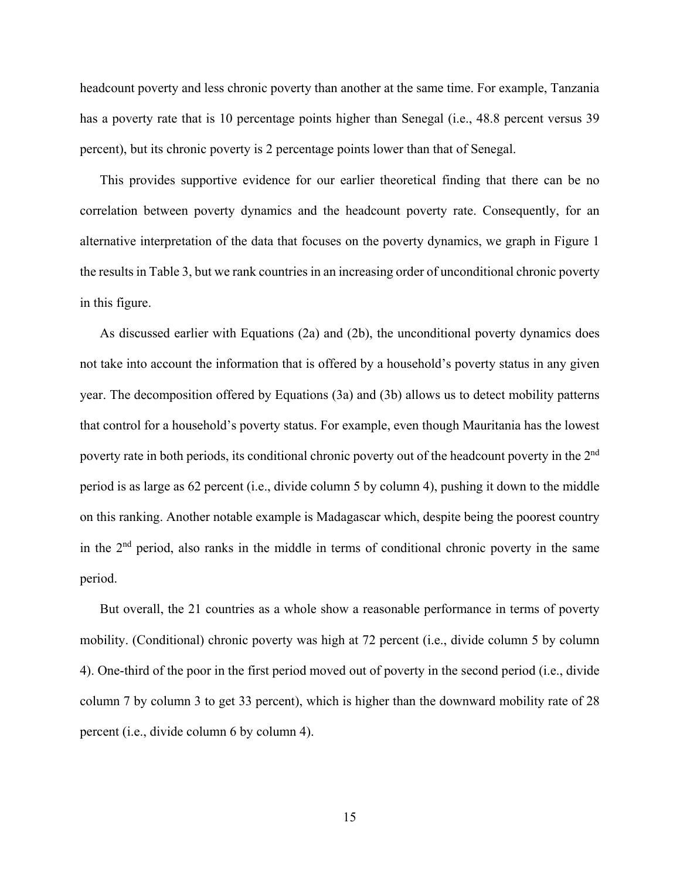headcount poverty and less chronic poverty than another at the same time. For example, Tanzania has a poverty rate that is 10 percentage points higher than Senegal (i.e., 48.8 percent versus 39 percent), but its chronic poverty is 2 percentage points lower than that of Senegal.

This provides supportive evidence for our earlier theoretical finding that there can be no correlation between poverty dynamics and the headcount poverty rate. Consequently, for an alternative interpretation of the data that focuses on the poverty dynamics, we graph in Figure 1 the results in Table 3, but we rank countries in an increasing order of unconditional chronic poverty in this figure.

As discussed earlier with Equations (2a) and (2b), the unconditional poverty dynamics does not take into account the information that is offered by a household's poverty status in any given year. The decomposition offered by Equations (3a) and (3b) allows us to detect mobility patterns that control for a household's poverty status. For example, even though Mauritania has the lowest poverty rate in both periods, its conditional chronic poverty out of the headcount poverty in the 2nd period is as large as 62 percent (i.e., divide column 5 by column 4), pushing it down to the middle on this ranking. Another notable example is Madagascar which, despite being the poorest country in the 2nd period, also ranks in the middle in terms of conditional chronic poverty in the same period.

But overall, the 21 countries as a whole show a reasonable performance in terms of poverty mobility. (Conditional) chronic poverty was high at 72 percent (i.e., divide column 5 by column 4). One-third of the poor in the first period moved out of poverty in the second period (i.e., divide column 7 by column 3 to get 33 percent), which is higher than the downward mobility rate of 28 percent (i.e., divide column 6 by column 4).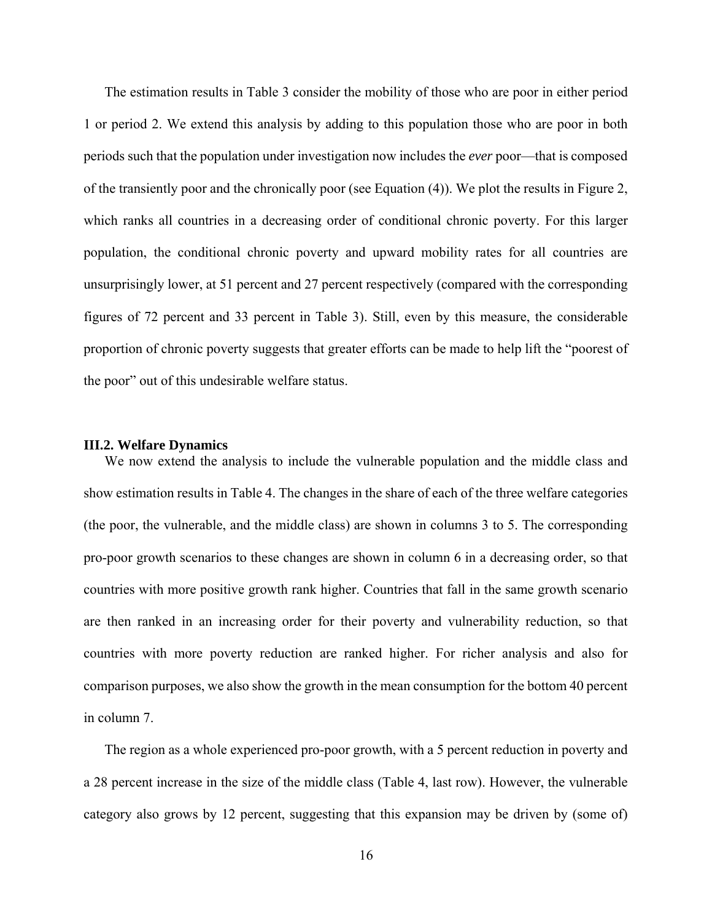The estimation results in Table 3 consider the mobility of those who are poor in either period 1 or period 2. We extend this analysis by adding to this population those who are poor in both periods such that the population under investigation now includes the *ever* poor—that is composed of the transiently poor and the chronically poor (see Equation (4)). We plot the results in Figure 2, which ranks all countries in a decreasing order of conditional chronic poverty. For this larger population, the conditional chronic poverty and upward mobility rates for all countries are unsurprisingly lower, at 51 percent and 27 percent respectively (compared with the corresponding figures of 72 percent and 33 percent in Table 3). Still, even by this measure, the considerable proportion of chronic poverty suggests that greater efforts can be made to help lift the "poorest of the poor" out of this undesirable welfare status.

### III.2. Welfare Dynamics

We now extend the analysis to include the vulnerable population and the middle class and show estimation results in Table 4. The changes in the share of each of the three welfare categories (the poor, the vulnerable, and the middle class) are shown in columns 3 to 5. The corresponding pro-poor growth scenarios to these changes are shown in column 6 in a decreasing order, so that countries with more positive growth rank higher. Countries that fall in the same growth scenario are then ranked in an increasing order for their poverty and vulnerability reduction, so that countries with more poverty reduction are ranked higher. For richer analysis and also for comparison purposes, we also show the growth in the mean consumption for the bottom 40 percent in column 7.

The region as a whole experienced pro-poor growth, with a 5 percent reduction in poverty and a 28 percent increase in the size of the middle class (Table 4, last row). However, the vulnerable category also grows by 12 percent, suggesting that this expansion may be driven by (some of)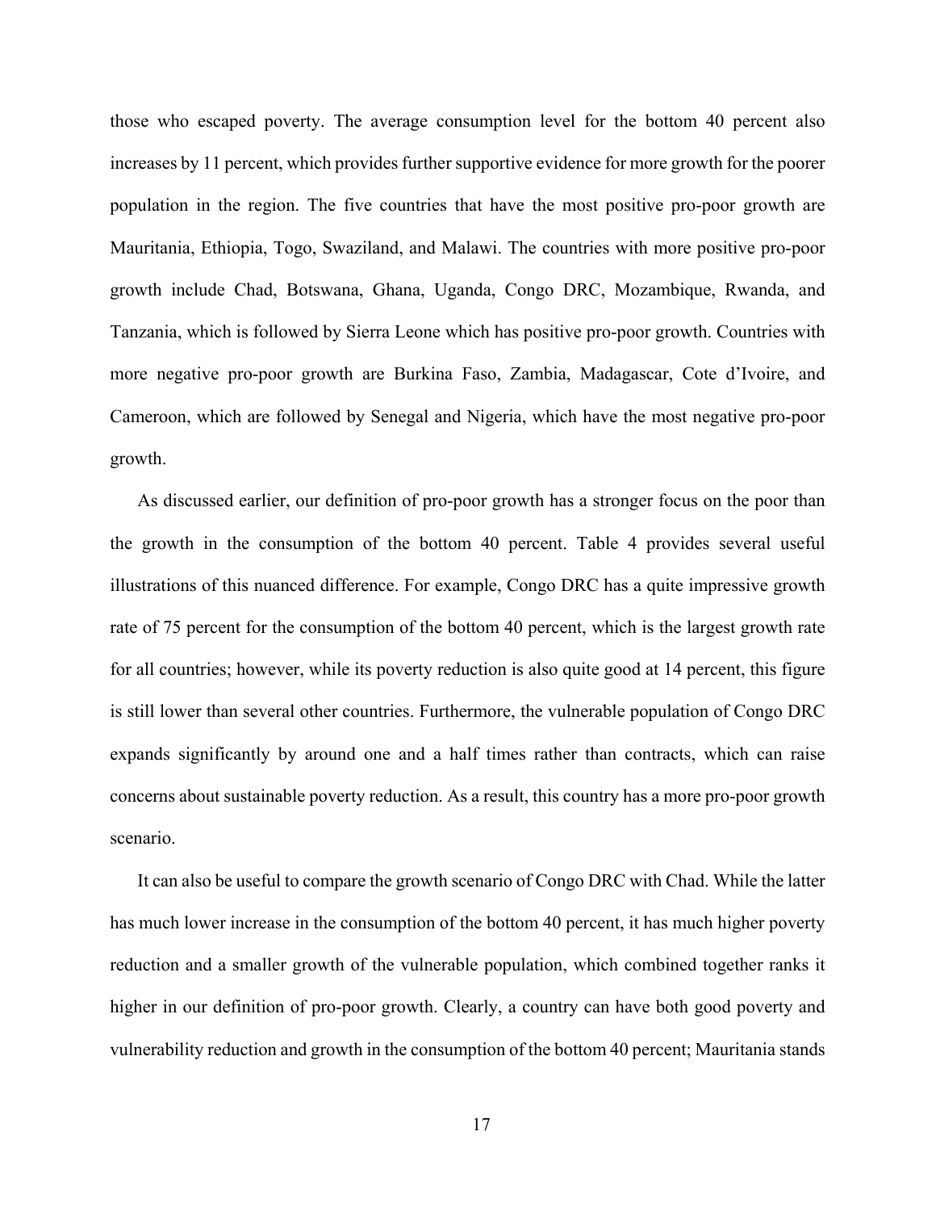those who escaped poverty. The average consumption level for the bottom 40 percent also increases by 11 percent, which provides further supportive evidence for more growth for the poorer population in the region. The five countries that have the most positive pro-poor growth are Mauritania, Ethiopia, Togo, Swaziland, and Malawi. The countries with more positive pro-poor growth include Chad, Botswana, Ghana, Uganda, Congo DRC, Mozambique, Rwanda, and Tanzania, which is followed by Sierra Leone which has positive pro-poor growth. Countries with more negative pro-poor growth are Burkina Faso, Zambia, Madagascar, Cote d'Ivoire, and Cameroon, which are followed by Senegal and Nigeria, which have the most negative pro-poor growth.

As discussed earlier, our definition of pro-poor growth has a stronger focus on the poor than the growth in the consumption of the bottom 40 percent. Table 4 provides several useful illustrations of this nuanced difference. For example, Congo DRC has a quite impressive growth rate of 75 percent for the consumption of the bottom 40 percent, which is the largest growth rate for all countries; however, while its poverty reduction is also quite good at 14 percent, this figure is still lower than several other countries. Furthermore, the vulnerable population of Congo DRC expands significantly by around one and a half times rather than contracts, which can raise concerns about sustainable poverty reduction. As a result, this country has a more pro-poor growth scenario.

It can also be useful to compare the growth scenario of Congo DRC with Chad. While the latter has much lower increase in the consumption of the bottom 40 percent, it has much higher poverty reduction and a smaller growth of the vulnerable population, which combined together ranks it higher in our definition of pro-poor growth. Clearly, a country can have both good poverty and vulnerability reduction and growth in the consumption of the bottom 40 percent; Mauritania stands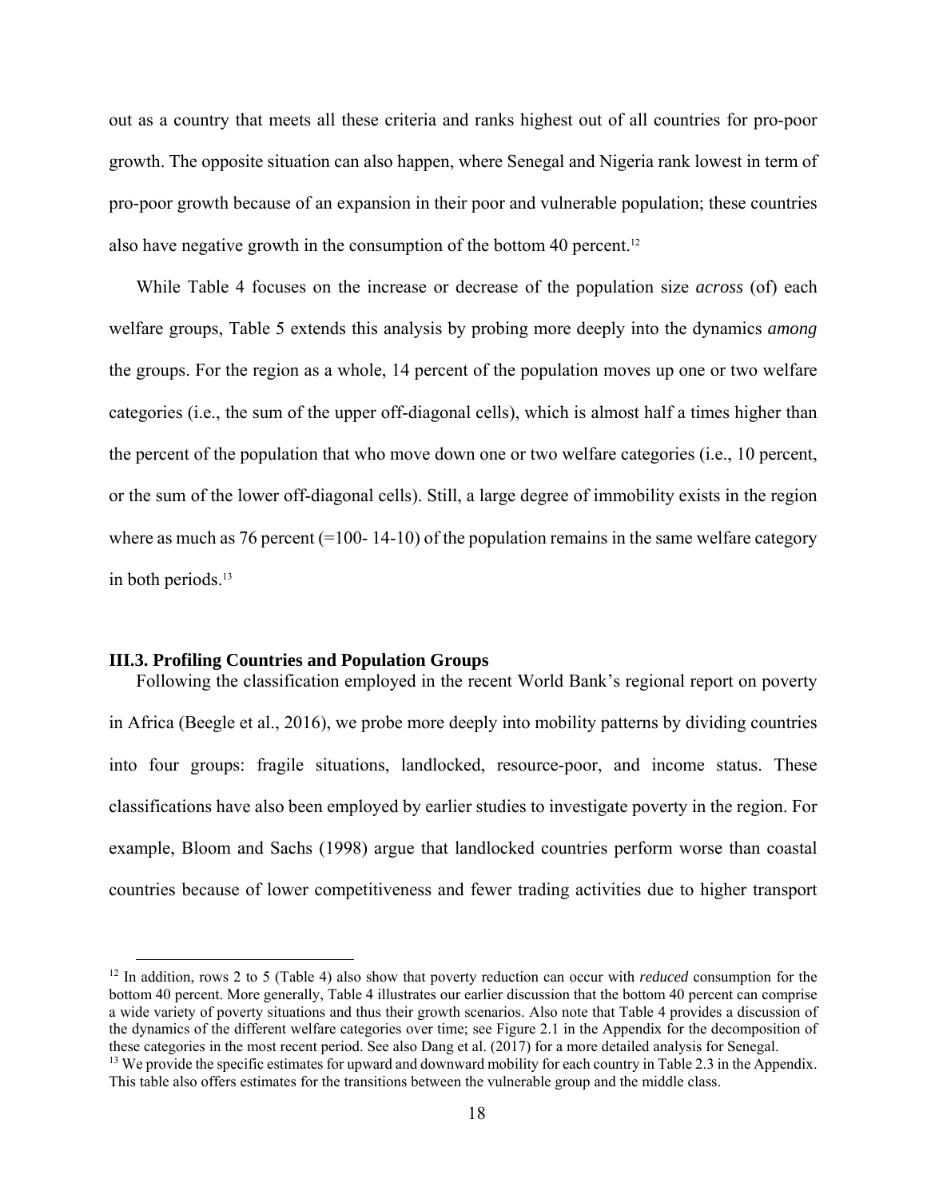out as a country that meets all these criteria and ranks highest out of all countries for pro-poor growth. The opposite situation can also happen, where Senegal and Nigeria rank lowest in term of pro-poor growth because of an expansion in their poor and vulnerable population; these countries also have negative growth in the consumption of the bottom 40 percent.[12]

While Table 4 focuses on the increase or decrease of the population size *across* (of) each welfare groups, Table 5 extends this analysis by probing more deeply into the dynamics *among* the groups. For the region as a whole, 14 percent of the population moves up one or two welfare categories (i.e., the sum of the upper off-diagonal cells), which is almost half a times higher than the percent of the population that who move down one or two welfare categories (i.e., 10 percent, or the sum of the lower off-diagonal cells). Still, a large degree of immobility exists in the region where as much as 76 percent (=100- 14-10) of the population remains in the same welfare category in both periods.[13]

### III.3. Profiling Countries and Population Groups

Following the classification employed in the recent World Bank's regional report on poverty in Africa (Beegle et al., 2016), we probe more deeply into mobility patterns by dividing countries into four groups: fragile situations, landlocked, resource-poor, and income status. These classifications have also been employed by earlier studies to investigate poverty in the region. For example, Bloom and Sachs (1998) argue that landlocked countries perform worse than coastal countries because of lower competitiveness and fewer trading activities due to higher transport

---

[12] In addition, rows 2 to 5 (Table 4) also show that poverty reduction can occur with *reduced* consumption for the bottom 40 percent. More generally, Table 4 illustrates our earlier discussion that the bottom 40 percent can comprise a wide variety of poverty situations and thus their growth scenarios. Also note that Table 4 provides a discussion of the dynamics of the different welfare categories over time; see Figure 2.1 in the Appendix for the decomposition of these categories in the most recent period. See also Dang et al. (2017) for a more detailed analysis for Senegal.

[13] We provide the specific estimates for upward and downward mobility for each country in Table 2.3 in the Appendix. This table also offers estimates for the transitions between the vulnerable group and the middle class.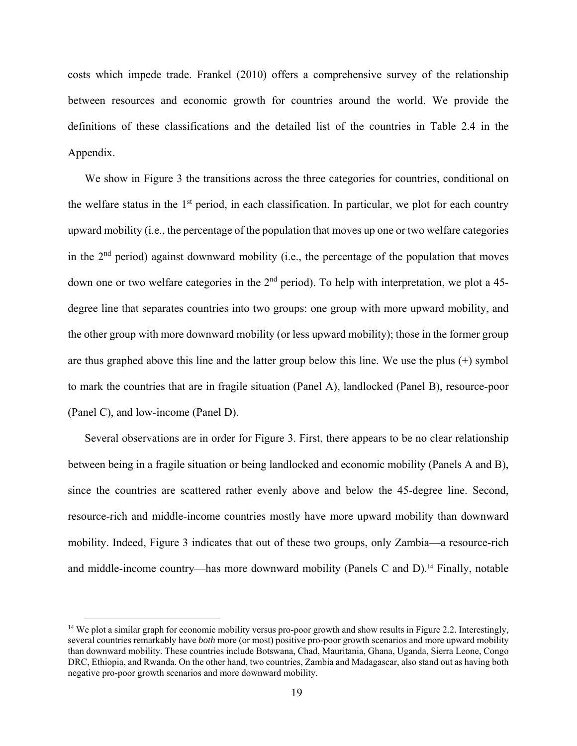costs which impede trade. Frankel (2010) offers a comprehensive survey of the relationship between resources and economic growth for countries around the world. We provide the definitions of these classifications and the detailed list of the countries in Table 2.4 in the Appendix.

We show in Figure 3 the transitions across the three categories for countries, conditional on the welfare status in the 1st period, in each classification. In particular, we plot for each country upward mobility (i.e., the percentage of the population that moves up one or two welfare categories in the 2nd period) against downward mobility (i.e., the percentage of the population that moves down one or two welfare categories in the 2nd period). To help with interpretation, we plot a 45-degree line that separates countries into two groups: one group with more upward mobility, and the other group with more downward mobility (or less upward mobility); those in the former group are thus graphed above this line and the latter group below this line. We use the plus (+) symbol to mark the countries that are in fragile situation (Panel A), landlocked (Panel B), resource-poor (Panel C), and low-income (Panel D).

Several observations are in order for Figure 3. First, there appears to be no clear relationship between being in a fragile situation or being landlocked and economic mobility (Panels A and B), since the countries are scattered rather evenly above and below the 45-degree line. Second, resource-rich and middle-income countries mostly have more upward mobility than downward mobility. Indeed, Figure 3 indicates that out of these two groups, only Zambia—a resource-rich and middle-income country—has more downward mobility (Panels C and D).[14] Finally, notable

[14] We plot a similar graph for economic mobility versus pro-poor growth and show results in Figure 2.2. Interestingly, several countries remarkably have *both* more (or most) positive pro-poor growth scenarios and more upward mobility than downward mobility. These countries include Botswana, Chad, Mauritania, Ghana, Uganda, Sierra Leone, Congo DRC, Ethiopia, and Rwanda. On the other hand, two countries, Zambia and Madagascar, also stand out as having both negative pro-poor growth scenarios and more downward mobility.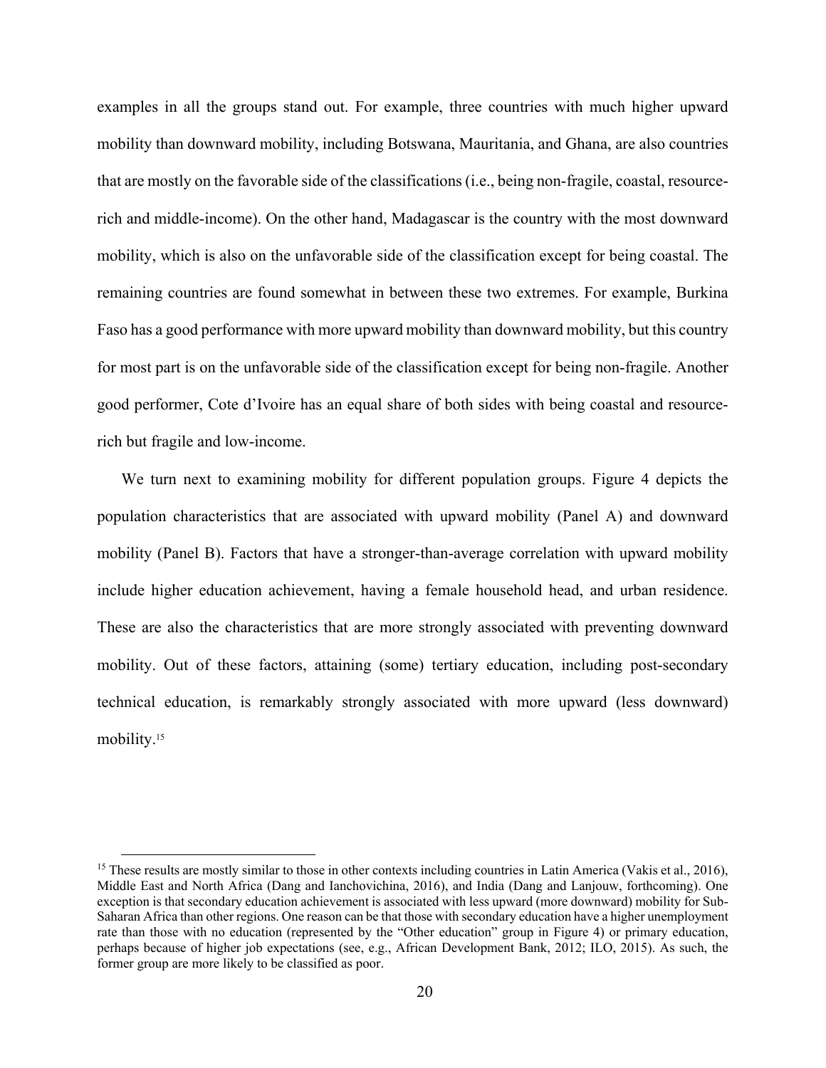examples in all the groups stand out. For example, three countries with much higher upward mobility than downward mobility, including Botswana, Mauritania, and Ghana, are also countries that are mostly on the favorable side of the classifications (i.e., being non-fragile, coastal, resource-rich and middle-income). On the other hand, Madagascar is the country with the most downward mobility, which is also on the unfavorable side of the classification except for being coastal. The remaining countries are found somewhat in between these two extremes. For example, Burkina Faso has a good performance with more upward mobility than downward mobility, but this country for most part is on the unfavorable side of the classification except for being non-fragile. Another good performer, Cote d'Ivoire has an equal share of both sides with being coastal and resource-rich but fragile and low-income.

We turn next to examining mobility for different population groups. Figure 4 depicts the population characteristics that are associated with upward mobility (Panel A) and downward mobility (Panel B). Factors that have a stronger-than-average correlation with upward mobility include higher education achievement, having a female household head, and urban residence. These are also the characteristics that are more strongly associated with preventing downward mobility. Out of these factors, attaining (some) tertiary education, including post-secondary technical education, is remarkably strongly associated with more upward (less downward) mobility.[15]

[15] These results are mostly similar to those in other contexts including countries in Latin America (Vakis et al., 2016), Middle East and North Africa (Dang and Ianchovichina, 2016), and India (Dang and Lanjouw, forthcoming). One exception is that secondary education achievement is associated with less upward (more downward) mobility for Sub-Saharan Africa than other regions. One reason can be that those with secondary education have a higher unemployment rate than those with no education (represented by the "Other education" group in Figure 4) or primary education, perhaps because of higher job expectations (see, e.g., African Development Bank, 2012; ILO, 2015). As such, the former group are more likely to be classified as poor.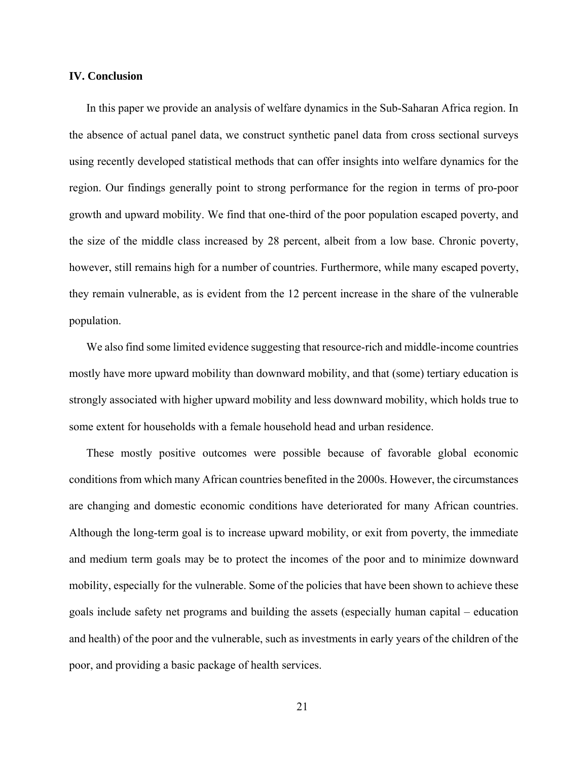## IV. Conclusion

In this paper we provide an analysis of welfare dynamics in the Sub-Saharan Africa region. In the absence of actual panel data, we construct synthetic panel data from cross sectional surveys using recently developed statistical methods that can offer insights into welfare dynamics for the region. Our findings generally point to strong performance for the region in terms of pro-poor growth and upward mobility. We find that one-third of the poor population escaped poverty, and the size of the middle class increased by 28 percent, albeit from a low base. Chronic poverty, however, still remains high for a number of countries. Furthermore, while many escaped poverty, they remain vulnerable, as is evident from the 12 percent increase in the share of the vulnerable population.

We also find some limited evidence suggesting that resource-rich and middle-income countries mostly have more upward mobility than downward mobility, and that (some) tertiary education is strongly associated with higher upward mobility and less downward mobility, which holds true to some extent for households with a female household head and urban residence.

These mostly positive outcomes were possible because of favorable global economic conditions from which many African countries benefited in the 2000s. However, the circumstances are changing and domestic economic conditions have deteriorated for many African countries. Although the long-term goal is to increase upward mobility, or exit from poverty, the immediate and medium term goals may be to protect the incomes of the poor and to minimize downward mobility, especially for the vulnerable. Some of the policies that have been shown to achieve these goals include safety net programs and building the assets (especially human capital – education and health) of the poor and the vulnerable, such as investments in early years of the children of the poor, and providing a basic package of health services.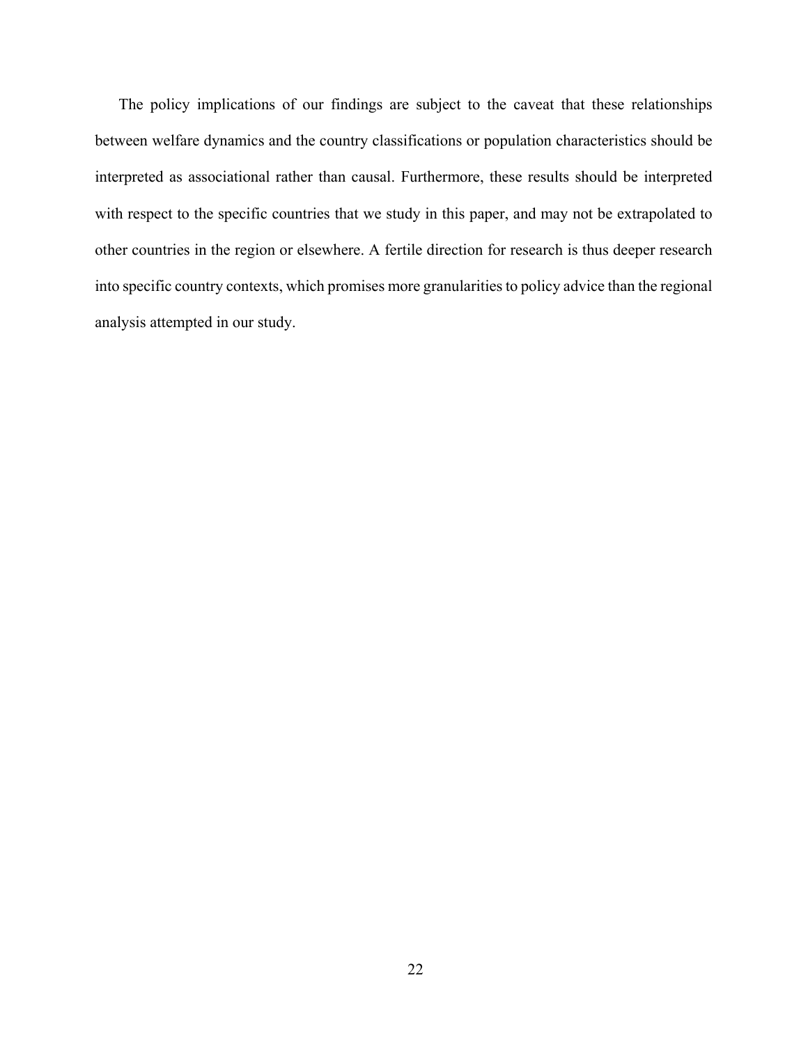The policy implications of our findings are subject to the caveat that these relationships between welfare dynamics and the country classifications or population characteristics should be interpreted as associational rather than causal. Furthermore, these results should be interpreted with respect to the specific countries that we study in this paper, and may not be extrapolated to other countries in the region or elsewhere. A fertile direction for research is thus deeper research into specific country contexts, which promises more granularities to policy advice than the regional analysis attempted in our study.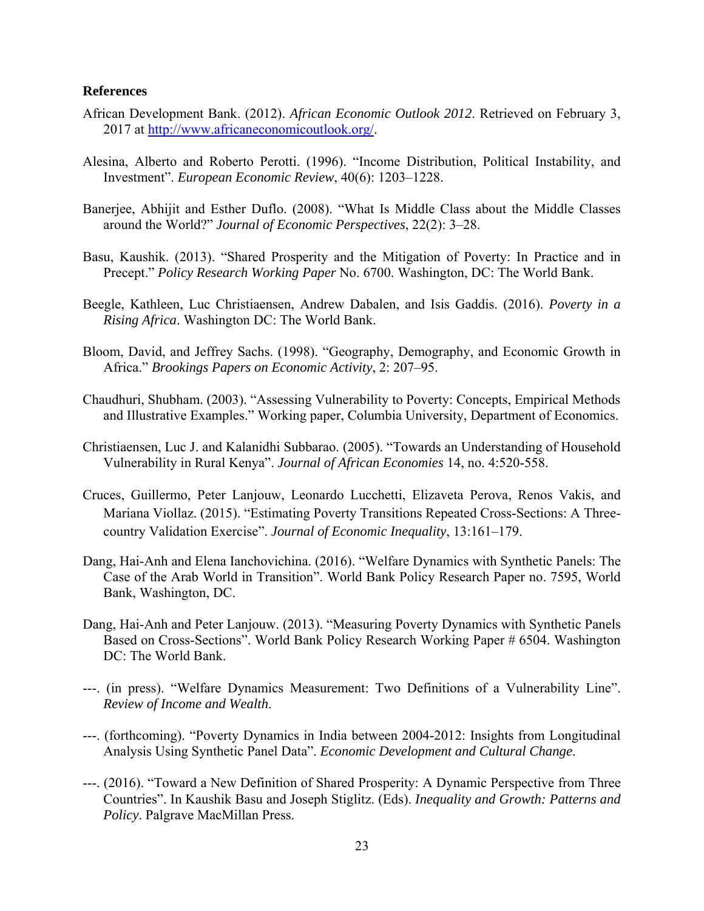**References**

African Development Bank. (2012). *African Economic Outlook 2012*. Retrieved on February 3, 2017 at http://www.africaneconomicoutlook.org/.

Alesina, Alberto and Roberto Perotti. (1996). "Income Distribution, Political Instability, and Investment". *European Economic Review*, 40(6): 1203–1228.

Banerjee, Abhijit and Esther Duflo. (2008). "What Is Middle Class about the Middle Classes around the World?" *Journal of Economic Perspectives*, 22(2): 3–28.

Basu, Kaushik. (2013). "Shared Prosperity and the Mitigation of Poverty: In Practice and in Precept." *Policy Research Working Paper* No. 6700. Washington, DC: The World Bank.

Beegle, Kathleen, Luc Christiaensen, Andrew Dabalen, and Isis Gaddis. (2016). *Poverty in a Rising Africa*. Washington DC: The World Bank.

Bloom, David, and Jeffrey Sachs. (1998). "Geography, Demography, and Economic Growth in Africa." *Brookings Papers on Economic Activity*, 2: 207–95.

Chaudhuri, Shubham. (2003). "Assessing Vulnerability to Poverty: Concepts, Empirical Methods and Illustrative Examples." Working paper, Columbia University, Department of Economics.

Christiaensen, Luc J. and Kalanidhi Subbarao. (2005). "Towards an Understanding of Household Vulnerability in Rural Kenya". *Journal of African Economies* 14, no. 4:520-558.

Cruces, Guillermo, Peter Lanjouw, Leonardo Lucchetti, Elizaveta Perova, Renos Vakis, and Mariana Viollaz. (2015). "Estimating Poverty Transitions Repeated Cross-Sections: A Three-country Validation Exercise". *Journal of Economic Inequality*, 13:161–179.

Dang, Hai-Anh and Elena Ianchovichina. (2016). "Welfare Dynamics with Synthetic Panels: The Case of the Arab World in Transition". World Bank Policy Research Paper no. 7595, World Bank, Washington, DC.

Dang, Hai-Anh and Peter Lanjouw. (2013). "Measuring Poverty Dynamics with Synthetic Panels Based on Cross-Sections". World Bank Policy Research Working Paper # 6504. Washington DC: The World Bank.

---. (in press). "Welfare Dynamics Measurement: Two Definitions of a Vulnerability Line". *Review of Income and Wealth*.

---. (forthcoming). "Poverty Dynamics in India between 2004-2012: Insights from Longitudinal Analysis Using Synthetic Panel Data". *Economic Development and Cultural Change*.

---. (2016). "Toward a New Definition of Shared Prosperity: A Dynamic Perspective from Three Countries". In Kaushik Basu and Joseph Stiglitz. (Eds). *Inequality and Growth: Patterns and Policy*. Palgrave MacMillan Press.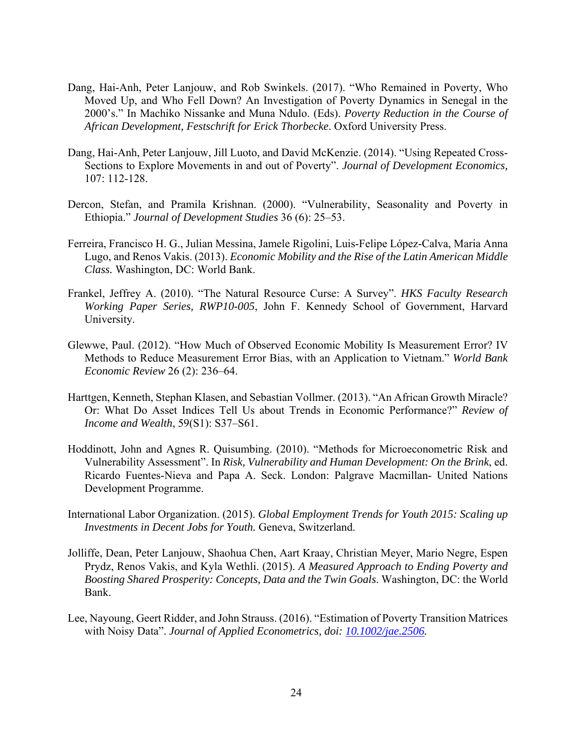Dang, Hai-Anh, Peter Lanjouw, and Rob Swinkels. (2017). "Who Remained in Poverty, Who Moved Up, and Who Fell Down? An Investigation of Poverty Dynamics in Senegal in the 2000's." In Machiko Nissanke and Muna Ndulo. (Eds). *Poverty Reduction in the Course of African Development, Festschrift for Erick Thorbecke*. Oxford University Press.

Dang, Hai-Anh, Peter Lanjouw, Jill Luoto, and David McKenzie. (2014). "Using Repeated Cross-Sections to Explore Movements in and out of Poverty". *Journal of Development Economics,* 107: 112-128.

Dercon, Stefan, and Pramila Krishnan. (2000). "Vulnerability, Seasonality and Poverty in Ethiopia." *Journal of Development Studies* 36 (6): 25–53.

Ferreira, Francisco H. G., Julian Messina, Jamele Rigolini, Luis-Felipe López-Calva, Maria Anna Lugo, and Renos Vakis. (2013). *Economic Mobility and the Rise of the Latin American Middle Class.* Washington, DC: World Bank.

Frankel, Jeffrey A. (2010). "The Natural Resource Curse: A Survey". *HKS Faculty Research Working Paper Series, RWP10-005*, John F. Kennedy School of Government, Harvard University.

Glewwe, Paul. (2012). "How Much of Observed Economic Mobility Is Measurement Error? IV Methods to Reduce Measurement Error Bias, with an Application to Vietnam." *World Bank Economic Review* 26 (2): 236–64.

Harttgen, Kenneth, Stephan Klasen, and Sebastian Vollmer. (2013). "An African Growth Miracle? Or: What Do Asset Indices Tell Us about Trends in Economic Performance?" *Review of Income and Wealth*, 59(S1): S37–S61.

Hoddinott, John and Agnes R. Quisumbing. (2010). "Methods for Microeconometric Risk and Vulnerability Assessment". In *Risk, Vulnerability and Human Development: On the Brink*, ed. Ricardo Fuentes-Nieva and Papa A. Seck. London: Palgrave Macmillan- United Nations Development Programme.

International Labor Organization. (2015). *Global Employment Trends for Youth 2015: Scaling up Investments in Decent Jobs for Youth.* Geneva, Switzerland.

Jolliffe, Dean, Peter Lanjouw, Shaohua Chen, Aart Kraay, Christian Meyer, Mario Negre, Espen Prydz, Renos Vakis, and Kyla Wethli. (2015). *A Measured Approach to Ending Poverty and Boosting Shared Prosperity: Concepts, Data and the Twin Goals*. Washington, DC: the World Bank.

Lee, Nayoung, Geert Ridder, and John Strauss. (2016). "Estimation of Poverty Transition Matrices with Noisy Data". *Journal of Applied Econometrics, doi: 10.1002/jae.2506.*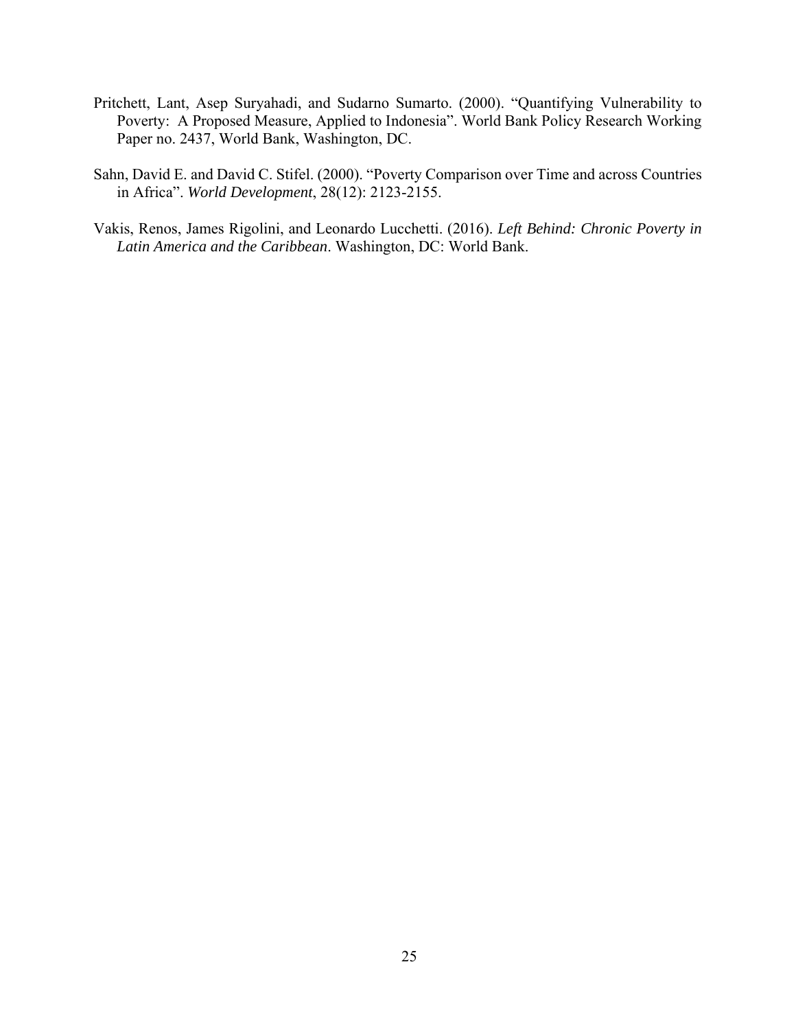Pritchett, Lant, Asep Suryahadi, and Sudarno Sumarto. (2000). "Quantifying Vulnerability to Poverty: A Proposed Measure, Applied to Indonesia". World Bank Policy Research Working Paper no. 2437, World Bank, Washington, DC.

Sahn, David E. and David C. Stifel. (2000). "Poverty Comparison over Time and across Countries in Africa". *World Development*, 28(12): 2123-2155.

Vakis, Renos, James Rigolini, and Leonardo Lucchetti. (2016). *Left Behind: Chronic Poverty in Latin America and the Caribbean*. Washington, DC: World Bank.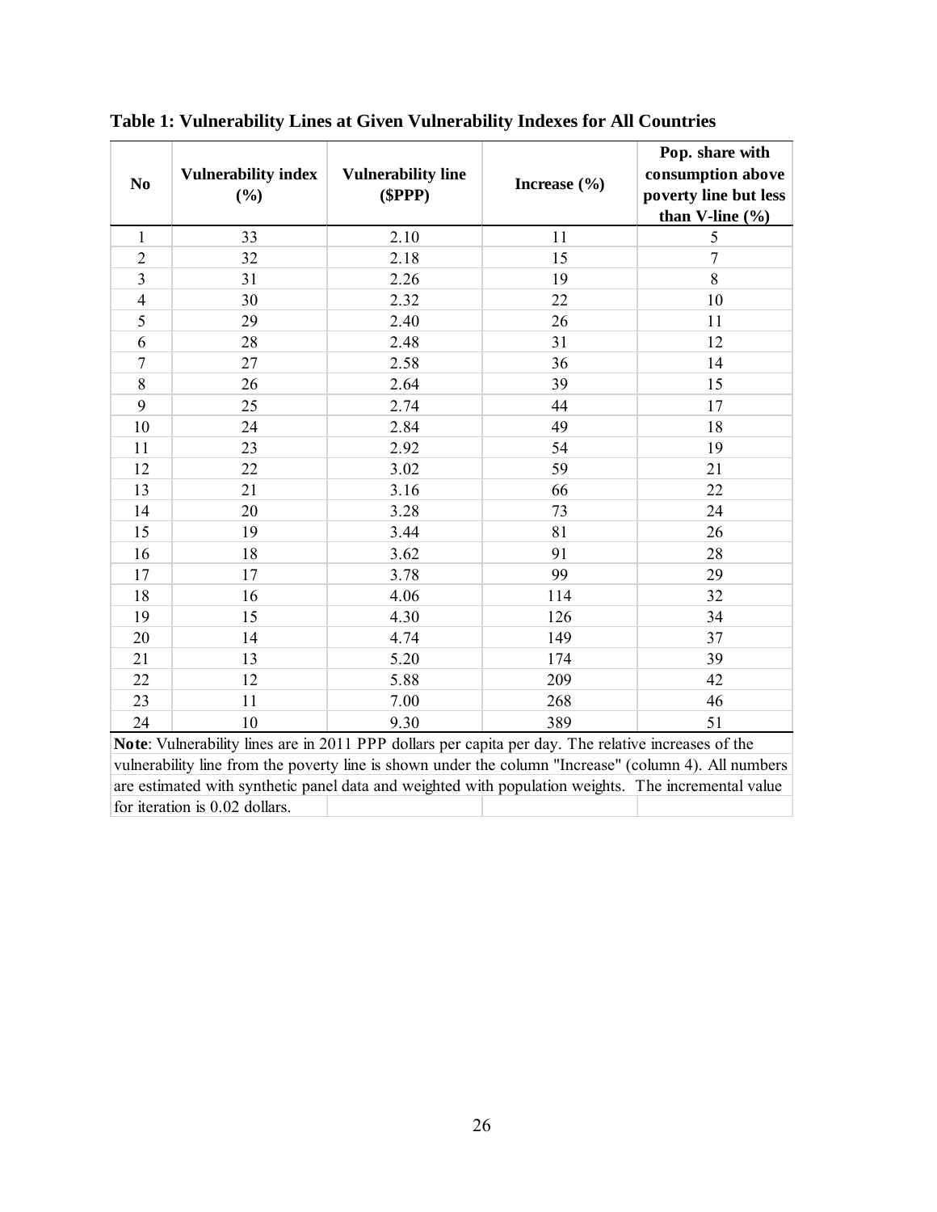**Table 1: Vulnerability Lines at Given Vulnerability Indexes for All Countries**

| No | Vulnerability index (%) | Vulnerability line ($PPP) | Increase (%) | Pop. share with consumption above poverty line but less than V-line (%) |
|---|---|---|---|---|
| 1 | 33 | 2.10 | 11 | 5 |
| 2 | 32 | 2.18 | 15 | 7 |
| 3 | 31 | 2.26 | 19 | 8 |
| 4 | 30 | 2.32 | 22 | 10 |
| 5 | 29 | 2.40 | 26 | 11 |
| 6 | 28 | 2.48 | 31 | 12 |
| 7 | 27 | 2.58 | 36 | 14 |
| 8 | 26 | 2.64 | 39 | 15 |
| 9 | 25 | 2.74 | 44 | 17 |
| 10 | 24 | 2.84 | 49 | 18 |
| 11 | 23 | 2.92 | 54 | 19 |
| 12 | 22 | 3.02 | 59 | 21 |
| 13 | 21 | 3.16 | 66 | 22 |
| 14 | 20 | 3.28 | 73 | 24 |
| 15 | 19 | 3.44 | 81 | 26 |
| 16 | 18 | 3.62 | 91 | 28 |
| 17 | 17 | 3.78 | 99 | 29 |
| 18 | 16 | 4.06 | 114 | 32 |
| 19 | 15 | 4.30 | 126 | 34 |
| 20 | 14 | 4.74 | 149 | 37 |
| 21 | 13 | 5.20 | 174 | 39 |
| 22 | 12 | 5.88 | 209 | 42 |
| 23 | 11 | 7.00 | 268 | 46 |
| 24 | 10 | 9.30 | 389 | 51 |

**Note**: Vulnerability lines are in 2011 PPP dollars per capita per day. The relative increases of the vulnerability line from the poverty line is shown under the column "Increase" (column 4). All numbers are estimated with synthetic panel data and weighted with population weights. The incremental value for iteration is 0.02 dollars.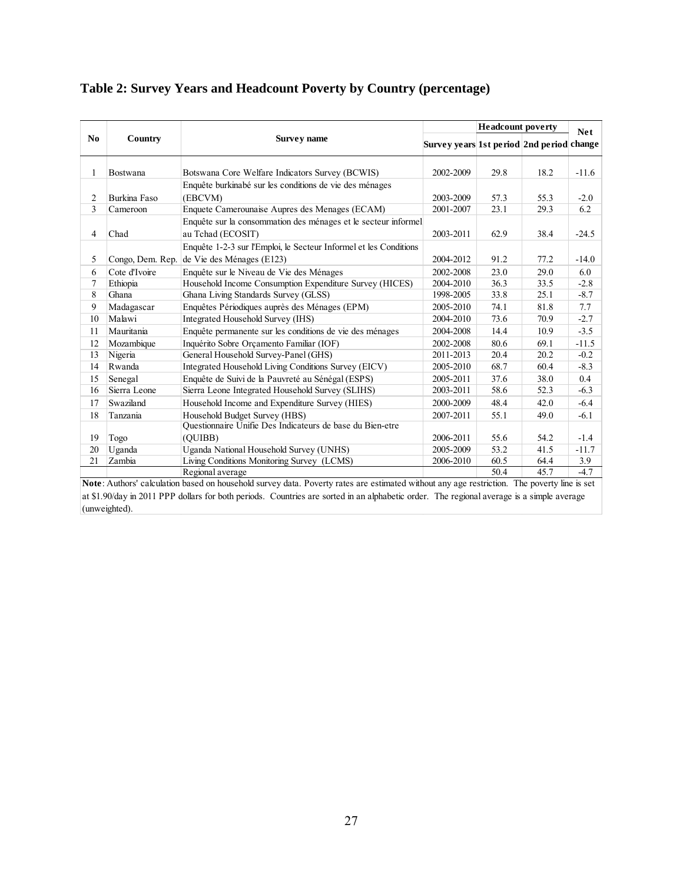## Table 2: Survey Years and Headcount Poverty by Country (percentage)

| No | Country | Survey name | Survey years | Headcount poverty 1st period | Headcount poverty 2nd period | Net change |
|---|---|---|---|---|---|---|
| 1 | Bostwana | Botswana Core Welfare Indicators Survey (BCWIS) | 2002-2009 | 29.8 | 18.2 | -11.6 |
| 2 | Burkina Faso | Enquête burkinabé sur les conditions de vie des ménages (EBCVM) | 2003-2009 | 57.3 | 55.3 | -2.0 |
| 3 | Cameroon | Enquete Camerounaise Aupres des Menages (ECAM) | 2001-2007 | 23.1 | 29.3 | 6.2 |
| 4 | Chad | Enquête sur la consommation des ménages et le secteur informel au Tchad (ECOSIT) | 2003-2011 | 62.9 | 38.4 | -24.5 |
| 5 | Congo, Dem. Rep. | Enquête 1-2-3 sur l'Emploi, le Secteur Informel et les Conditions de Vie des Ménages (E123) | 2004-2012 | 91.2 | 77.2 | -14.0 |
| 6 | Cote d'Ivoire | Enquête sur le Niveau de Vie des Ménages | 2002-2008 | 23.0 | 29.0 | 6.0 |
| 7 | Ethiopia | Household Income Consumption Expenditure Survey (HICES) | 2004-2010 | 36.3 | 33.5 | -2.8 |
| 8 | Ghana | Ghana Living Standards Survey (GLSS) | 1998-2005 | 33.8 | 25.1 | -8.7 |
| 9 | Madagascar | Enquêtes Périodiques auprès des Ménages (EPM) | 2005-2010 | 74.1 | 81.8 | 7.7 |
| 10 | Malawi | Integrated Household Survey (IHS) | 2004-2010 | 73.6 | 70.9 | -2.7 |
| 11 | Mauritania | Enquête permanente sur les conditions de vie des ménages | 2004-2008 | 14.4 | 10.9 | -3.5 |
| 12 | Mozambique | Inquérito Sobre Orçamento Familiar (IOF) | 2002-2008 | 80.6 | 69.1 | -11.5 |
| 13 | Nigeria | General Household Survey-Panel (GHS) | 2011-2013 | 20.4 | 20.2 | -0.2 |
| 14 | Rwanda | Integrated Household Living Conditions Survey (EICV) | 2005-2010 | 68.7 | 60.4 | -8.3 |
| 15 | Senegal | Enquête de Suivi de la Pauvreté au Sénégal (ESPS) | 2005-2011 | 37.6 | 38.0 | 0.4 |
| 16 | Sierra Leone | Sierra Leone Integrated Household Survey (SLIHS) | 2003-2011 | 58.6 | 52.3 | -6.3 |
| 17 | Swaziland | Household Income and Expenditure Survey (HIES) | 2000-2009 | 48.4 | 42.0 | -6.4 |
| 18 | Tanzania | Household Budget Survey (HBS) | 2007-2011 | 55.1 | 49.0 | -6.1 |
| 19 | Togo | Questionnaire Unifie Des Indicateurs de base du Bien-etre (QUIBB) | 2006-2011 | 55.6 | 54.2 | -1.4 |
| 20 | Uganda | Uganda National Household Survey (UNHS) | 2005-2009 | 53.2 | 41.5 | -11.7 |
| 21 | Zambia | Living Conditions Monitoring Survey (LCMS) | 2006-2010 | 60.5 | 64.4 | 3.9 |
| | | Regional average | | 50.4 | 45.7 | -4.7 |

**Note**: Authors' calculation based on household survey data. Poverty rates are estimated without any age restriction. The poverty line is set at $1.90/day in 2011 PPP dollars for both periods. Countries are sorted in an alphabetic order. The regional average is a simple average (unweighted).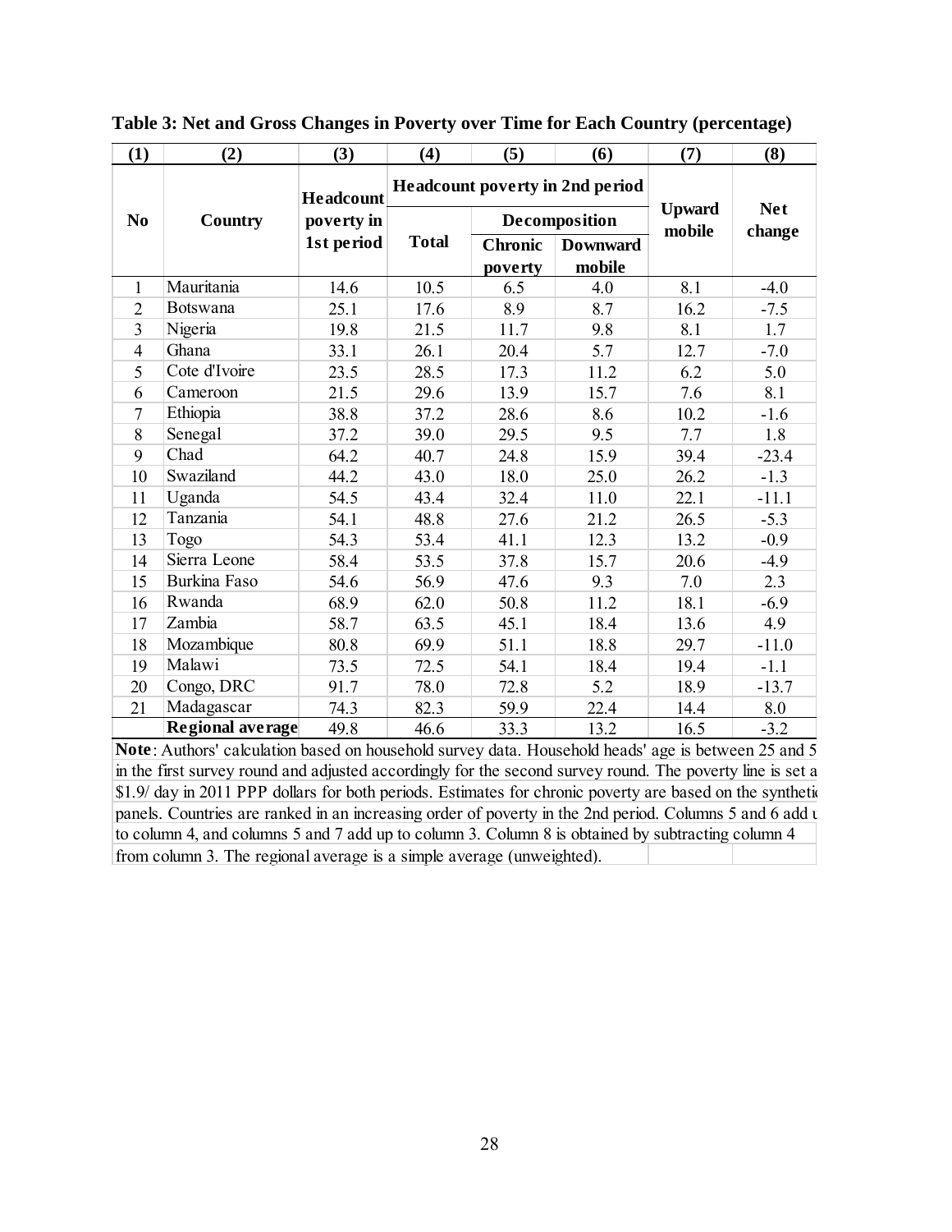**Table 3: Net and Gross Changes in Poverty over Time for Each Country (percentage)**

| (1) | (2) | (3) | (4) | (5) | (6) | (7) | (8) |
|---|---|---|---|---|---|---|---|
| No | Country | Headcount poverty in 1st period | Headcount poverty in 2nd period | | | Upward mobile | Net change |
| | | | Total | Decomposition | | | |
| | | | | Chronic poverty | Downward mobile | | |
| 1 | Mauritania | 14.6 | 10.5 | 6.5 | 4.0 | 8.1 | -4.0 |
| 2 | Botswana | 25.1 | 17.6 | 8.9 | 8.7 | 16.2 | -7.5 |
| 3 | Nigeria | 19.8 | 21.5 | 11.7 | 9.8 | 8.1 | 1.7 |
| 4 | Ghana | 33.1 | 26.1 | 20.4 | 5.7 | 12.7 | -7.0 |
| 5 | Cote d'Ivoire | 23.5 | 28.5 | 17.3 | 11.2 | 6.2 | 5.0 |
| 6 | Cameroon | 21.5 | 29.6 | 13.9 | 15.7 | 7.6 | 8.1 |
| 7 | Ethiopia | 38.8 | 37.2 | 28.6 | 8.6 | 10.2 | -1.6 |
| 8 | Senegal | 37.2 | 39.0 | 29.5 | 9.5 | 7.7 | 1.8 |
| 9 | Chad | 64.2 | 40.7 | 24.8 | 15.9 | 39.4 | -23.4 |
| 10 | Swaziland | 44.2 | 43.0 | 18.0 | 25.0 | 26.2 | -1.3 |
| 11 | Uganda | 54.5 | 43.4 | 32.4 | 11.0 | 22.1 | -11.1 |
| 12 | Tanzania | 54.1 | 48.8 | 27.6 | 21.2 | 26.5 | -5.3 |
| 13 | Togo | 54.3 | 53.4 | 41.1 | 12.3 | 13.2 | -0.9 |
| 14 | Sierra Leone | 58.4 | 53.5 | 37.8 | 15.7 | 20.6 | -4.9 |
| 15 | Burkina Faso | 54.6 | 56.9 | 47.6 | 9.3 | 7.0 | 2.3 |
| 16 | Rwanda | 68.9 | 62.0 | 50.8 | 11.2 | 18.1 | -6.9 |
| 17 | Zambia | 58.7 | 63.5 | 45.1 | 18.4 | 13.6 | 4.9 |
| 18 | Mozambique | 80.8 | 69.9 | 51.1 | 18.8 | 29.7 | -11.0 |
| 19 | Malawi | 73.5 | 72.5 | 54.1 | 18.4 | 19.4 | -1.1 |
| 20 | Congo, DRC | 91.7 | 78.0 | 72.8 | 5.2 | 18.9 | -13.7 |
| 21 | Madagascar | 74.3 | 82.3 | 59.9 | 22.4 | 14.4 | 8.0 |
| | **Regional average** | 49.8 | 46.6 | 33.3 | 13.2 | 16.5 | -3.2 |

**Note**: Authors' calculation based on household survey data. Household heads' age is between 25 and 5 in the first survey round and adjusted accordingly for the second survey round. The poverty line is set a $1.9/ day in 2011 PPP dollars for both periods. Estimates for chronic poverty are based on the syntheti panels. Countries are ranked in an increasing order of poverty in the 2nd period. Columns 5 and 6 add u to column 4, and columns 5 and 7 add up to column 3. Column 8 is obtained by subtracting column 4 from column 3. The regional average is a simple average (unweighted).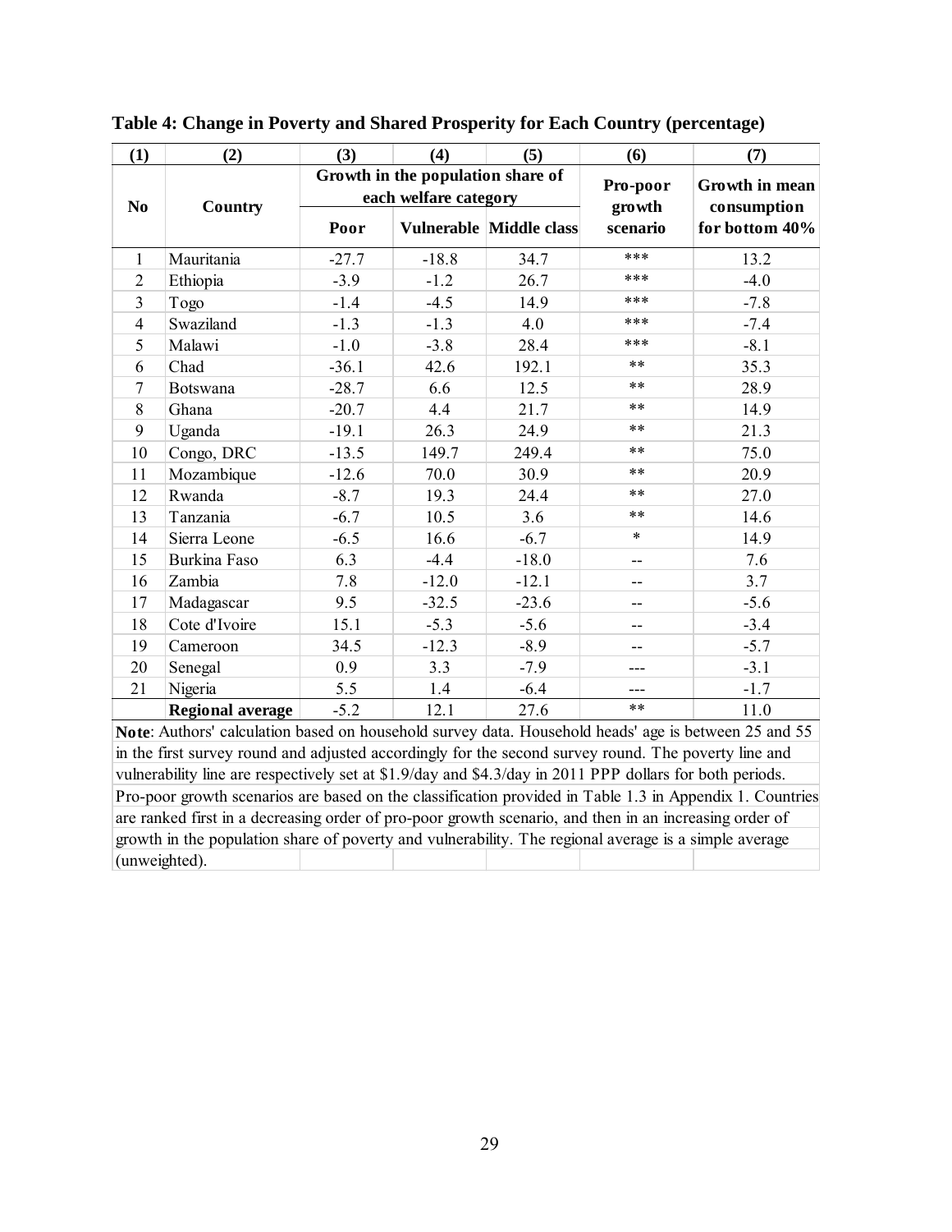**Table 4: Change in Poverty and Shared Prosperity for Each Country (percentage)**

| (1) | (2) | (3) | (4) | (5) | (6) | (7) |
|---|---|---|---|---|---|---|
| No | Country | Growth in the population share of each welfare category | | | Pro-poor growth scenario | Growth in mean consumption for bottom 40% |
| | | Poor | Vulnerable | Middle class | | |
| 1 | Mauritania | -27.7 | -18.8 | 34.7 | *** | 13.2 |
| 2 | Ethiopia | -3.9 | -1.2 | 26.7 | *** | -4.0 |
| 3 | Togo | -1.4 | -4.5 | 14.9 | *** | -7.8 |
| 4 | Swaziland | -1.3 | -1.3 | 4.0 | *** | -7.4 |
| 5 | Malawi | -1.0 | -3.8 | 28.4 | *** | -8.1 |
| 6 | Chad | -36.1 | 42.6 | 192.1 | ** | 35.3 |
| 7 | Botswana | -28.7 | 6.6 | 12.5 | ** | 28.9 |
| 8 | Ghana | -20.7 | 4.4 | 21.7 | ** | 14.9 |
| 9 | Uganda | -19.1 | 26.3 | 24.9 | ** | 21.3 |
| 10 | Congo, DRC | -13.5 | 149.7 | 249.4 | ** | 75.0 |
| 11 | Mozambique | -12.6 | 70.0 | 30.9 | ** | 20.9 |
| 12 | Rwanda | -8.7 | 19.3 | 24.4 | ** | 27.0 |
| 13 | Tanzania | -6.7 | 10.5 | 3.6 | ** | 14.6 |
| 14 | Sierra Leone | -6.5 | 16.6 | -6.7 | * | 14.9 |
| 15 | Burkina Faso | 6.3 | -4.4 | -18.0 | -- | 7.6 |
| 16 | Zambia | 7.8 | -12.0 | -12.1 | -- | 3.7 |
| 17 | Madagascar | 9.5 | -32.5 | -23.6 | -- | -5.6 |
| 18 | Cote d'Ivoire | 15.1 | -5.3 | -5.6 | -- | -3.4 |
| 19 | Cameroon | 34.5 | -12.3 | -8.9 | -- | -5.7 |
| 20 | Senegal | 0.9 | 3.3 | -7.9 | --- | -3.1 |
| 21 | Nigeria | 5.5 | 1.4 | -6.4 | --- | -1.7 |
| | **Regional average** | -5.2 | 12.1 | 27.6 | ** | 11.0 |

**Note**: Authors' calculation based on household survey data. Household heads' age is between 25 and 55 in the first survey round and adjusted accordingly for the second survey round. The poverty line and vulnerability line are respectively set at $1.9/day and $4.3/day in 2011 PPP dollars for both periods. Pro-poor growth scenarios are based on the classification provided in Table 1.3 in Appendix 1. Countries are ranked first in a decreasing order of pro-poor growth scenario, and then in an increasing order of growth in the population share of poverty and vulnerability. The regional average is a simple average (unweighted).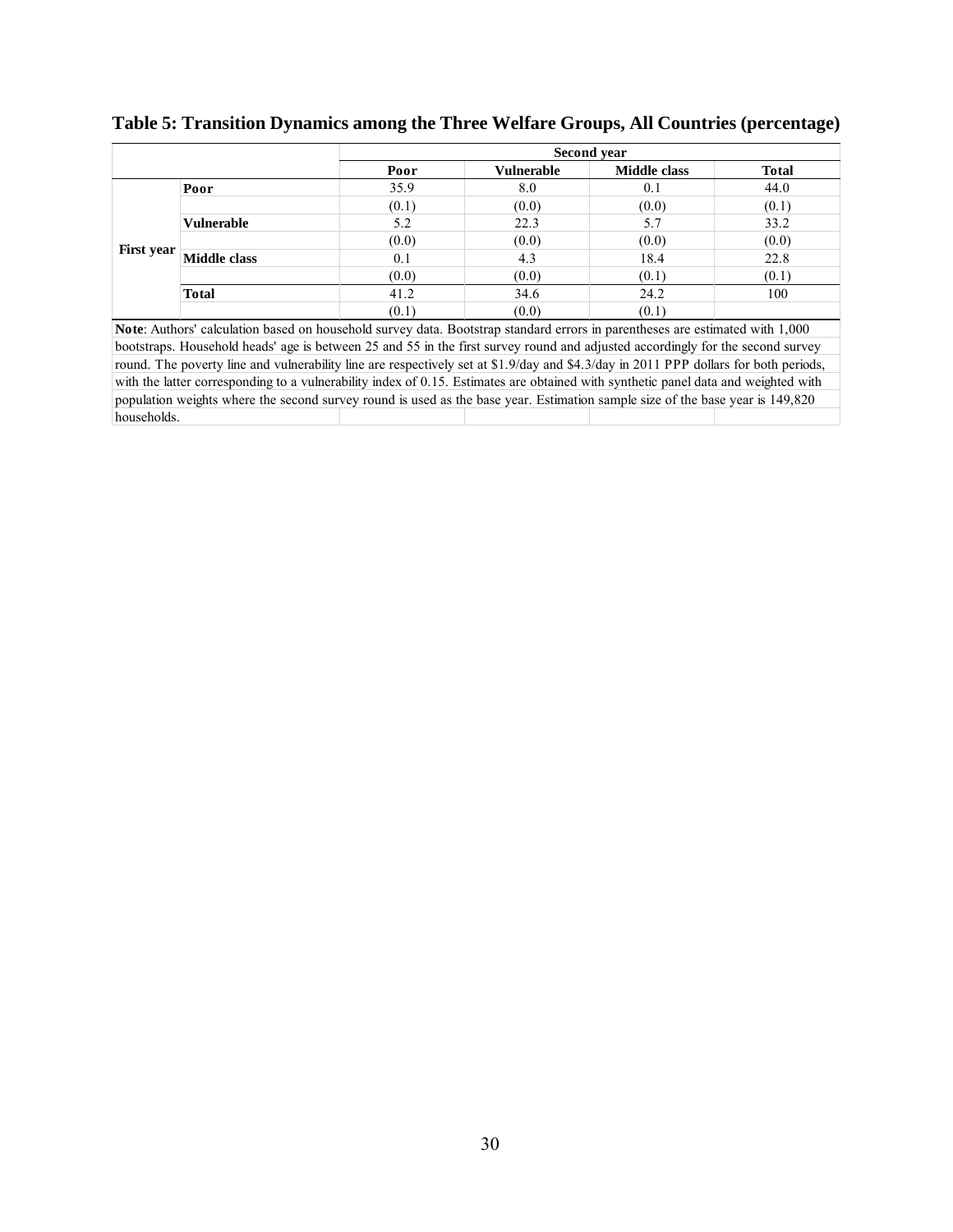**Table 5: Transition Dynamics among the Three Welfare Groups, All Countries (percentage)**

| | | Second year | | | |
|---|---|---|---|---|---|
| | | **Poor** | **Vulnerable** | **Middle class** | **Total** |
| **First year** | **Poor** | 35.9 | 8.0 | 0.1 | 44.0 |
| | | (0.1) | (0.0) | (0.0) | (0.1) |
| | **Vulnerable** | 5.2 | 22.3 | 5.7 | 33.2 |
| | | (0.0) | (0.0) | (0.0) | (0.0) |
| | **Middle class** | 0.1 | 4.3 | 18.4 | 22.8 |
| | | (0.0) | (0.0) | (0.1) | (0.1) |
| | **Total** | 41.2 | 34.6 | 24.2 | 100 |
| | | (0.1) | (0.0) | (0.1) | |

**Note**: Authors' calculation based on household survey data. Bootstrap standard errors in parentheses are estimated with 1,000 bootstraps. Household heads' age is between 25 and 55 in the first survey round and adjusted accordingly for the second survey round. The poverty line and vulnerability line are respectively set at \$1.9/day and \$4.3/day in 2011 PPP dollars for both periods, with the latter corresponding to a vulnerability index of 0.15. Estimates are obtained with synthetic panel data and weighted with population weights where the second survey round is used as the base year. Estimation sample size of the base year is 149,820 households.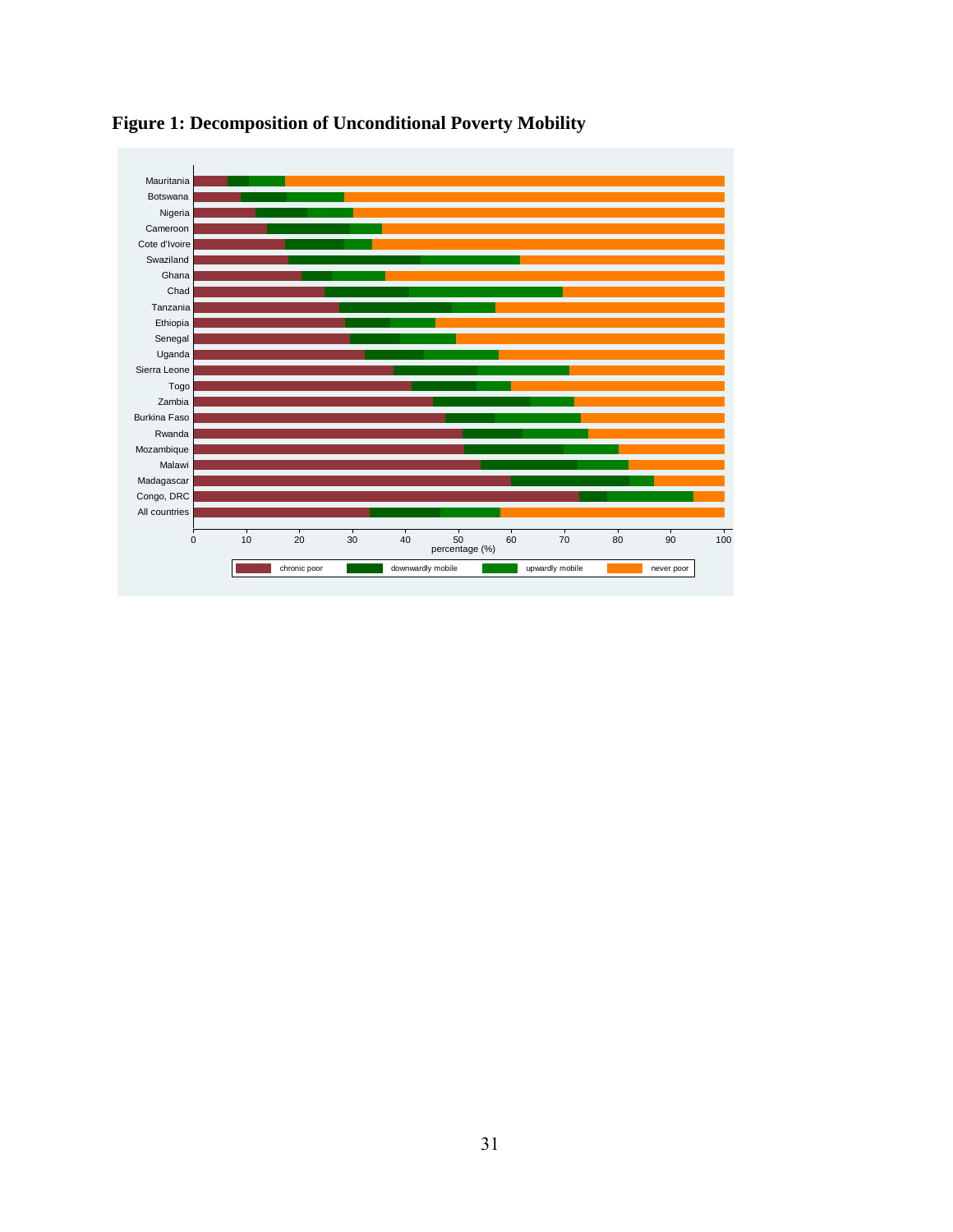**Figure 1: Decomposition of Unconditional Poverty Mobility**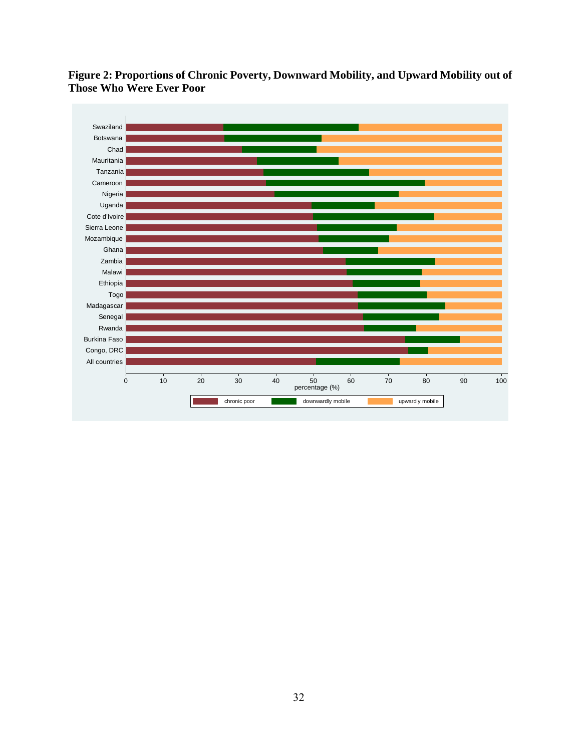**Figure 2: Proportions of Chronic Poverty, Downward Mobility, and Upward Mobility out of Those Who Were Ever Poor**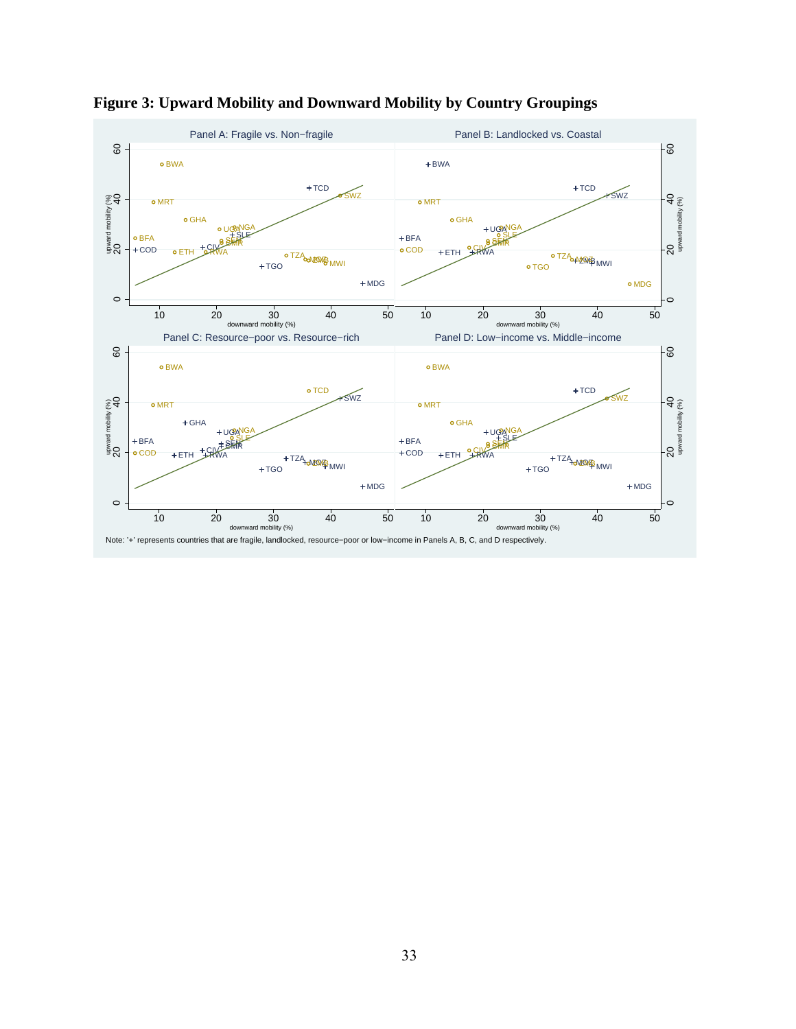**Figure 3: Upward Mobility and Downward Mobility by Country Groupings**

Note: '+' represents countries that are fragile, landlocked, resource−poor or low−income in Panels A, B, C, and D respectively.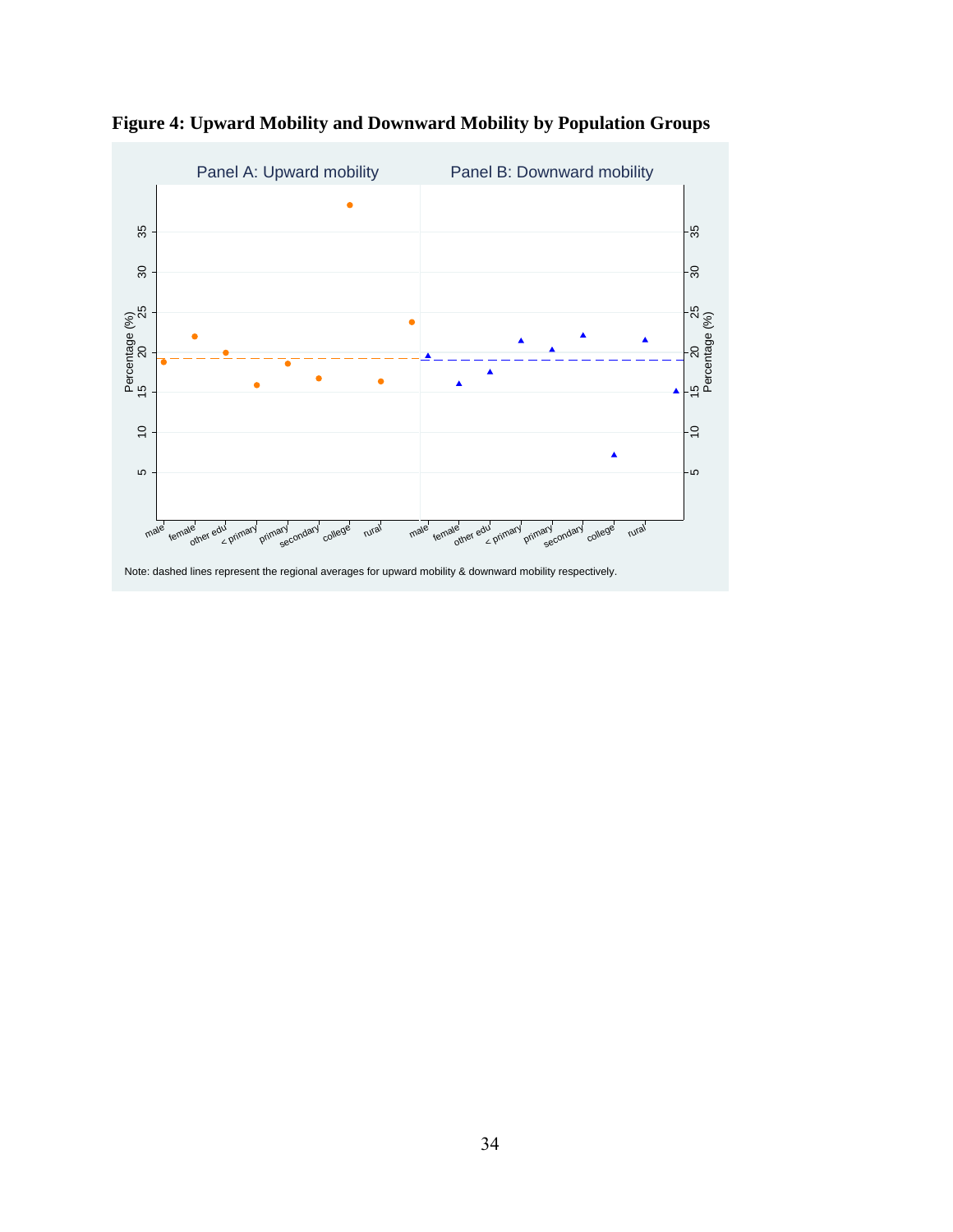**Figure 4: Upward Mobility and Downward Mobility by Population Groups**

Note: dashed lines represent the regional averages for upward mobility & downward mobility respectively.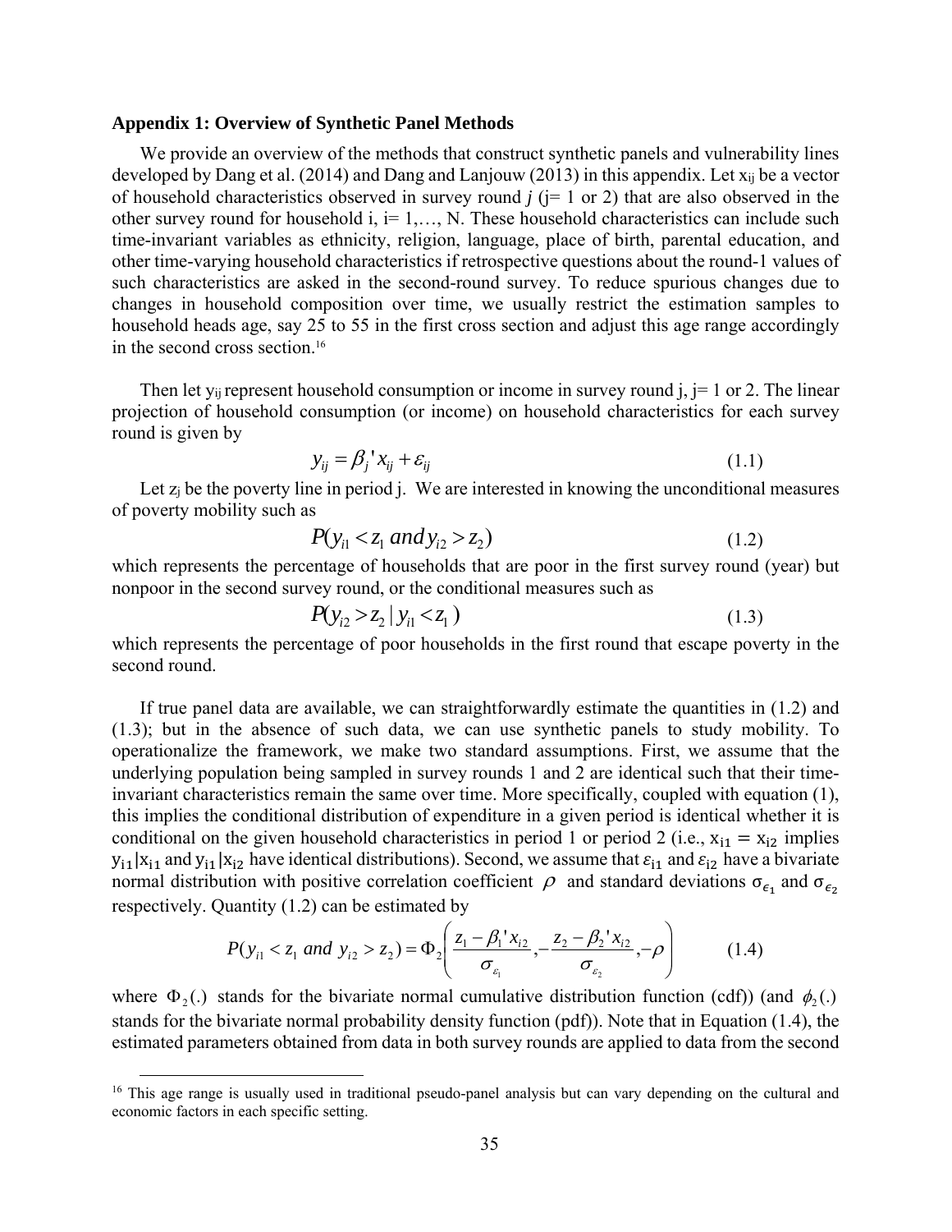**Appendix 1: Overview of Synthetic Panel Methods**

We provide an overview of the methods that construct synthetic panels and vulnerability lines developed by Dang et al. (2014) and Dang and Lanjouw (2013) in this appendix. Let $x_{ij}$ be a vector of household characteristics observed in survey round $j$ (j= 1 or 2) that are also observed in the other survey round for household i, i= 1,…, N. These household characteristics can include such time-invariant variables as ethnicity, religion, language, place of birth, parental education, and other time-varying household characteristics if retrospective questions about the round-1 values of such characteristics are asked in the second-round survey. To reduce spurious changes due to changes in household composition over time, we usually restrict the estimation samples to household heads age, say 25 to 55 in the first cross section and adjust this age range accordingly in the second cross section.[16]

Then let $y_{ij}$ represent household consumption or income in survey round j, j= 1 or 2. The linear projection of household consumption (or income) on household characteristics for each survey round is given by

$$y_{ij} = \beta_j ' x_{ij} + \varepsilon_{ij} \tag{1.1}$$

Let $z_j$ be the poverty line in period j. We are interested in knowing the unconditional measures of poverty mobility such as

$$P(y_{i1} < z_1 \; and \, y_{i2} > z_2) \tag{1.2}$$

which represents the percentage of households that are poor in the first survey round (year) but nonpoor in the second survey round, or the conditional measures such as

$$P(y_{i2} > z_2 \,|\, y_{i1} < z_1) \tag{1.3}$$

which represents the percentage of poor households in the first round that escape poverty in the second round.

If true panel data are available, we can straightforwardly estimate the quantities in (1.2) and (1.3); but in the absence of such data, we can use synthetic panels to study mobility. To operationalize the framework, we make two standard assumptions. First, we assume that the underlying population being sampled in survey rounds 1 and 2 are identical such that their time-invariant characteristics remain the same over time. More specifically, coupled with equation (1), this implies the conditional distribution of expenditure in a given period is identical whether it is conditional on the given household characteristics in period 1 or period 2 (i.e., $x_{i1} = x_{i2}$ implies $y_{i1}|x_{i1}$ and $y_{i1}|x_{i2}$ have identical distributions). Second, we assume that $\varepsilon_{i1}$ and $\varepsilon_{i2}$ have a bivariate normal distribution with positive correlation coefficient $\rho$ and standard deviations $\sigma_{\epsilon_1}$ and $\sigma_{\epsilon_2}$ respectively. Quantity (1.2) can be estimated by

$$P(y_{i1} < z_1 \; and \; y_{i2} > z_2) = \Phi_2\left( \frac{z_1 - \beta_1 ' x_{i2}}{\sigma_{\varepsilon_1}}, -\frac{z_2 - \beta_2 ' x_{i2}}{\sigma_{\varepsilon_2}}, -\rho \right) \tag{1.4}$$

where $\Phi_2(.)$ stands for the bivariate normal cumulative distribution function (cdf)) (and $\phi_2(.)$ stands for the bivariate normal probability density function (pdf)). Note that in Equation (1.4), the estimated parameters obtained from data in both survey rounds are applied to data from the second

[16] This age range is usually used in traditional pseudo-panel analysis but can vary depending on the cultural and economic factors in each specific setting.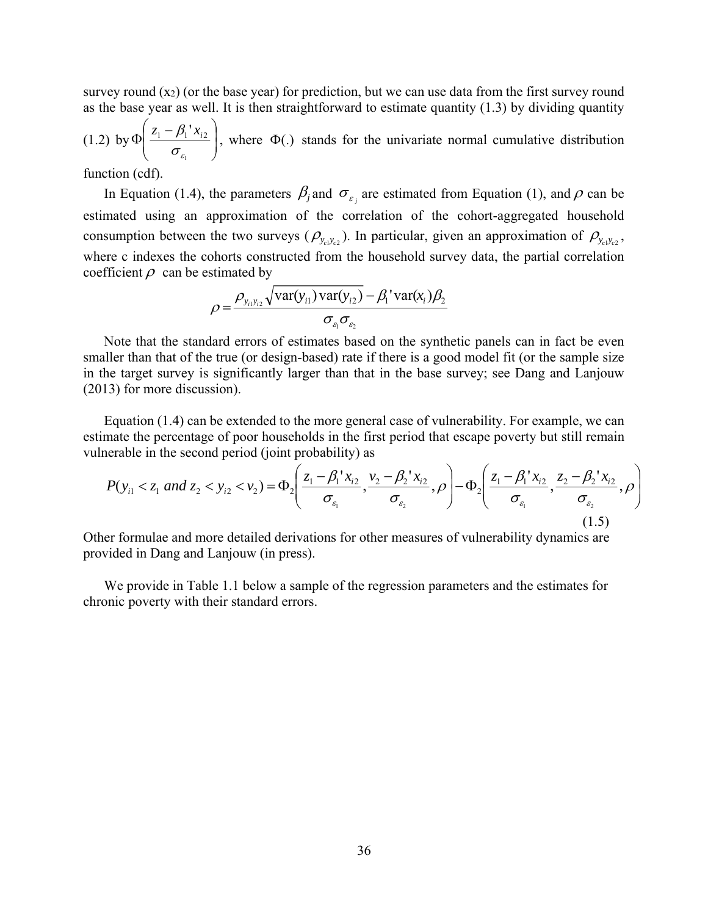survey round ($x_2$) (or the base year) for prediction, but we can use data from the first survey round as the base year as well. It is then straightforward to estimate quantity (1.3) by dividing quantity (1.2) by $\Phi\left(\frac{z_1 - \beta_1' x_{i2}}{\sigma_{\varepsilon_1}}\right)$, where $\Phi(.)$ stands for the univariate normal cumulative distribution function (cdf).

In Equation (1.4), the parameters $\beta_j$ and $\sigma_{\varepsilon_j}$ are estimated from Equation (1), and $\rho$ can be estimated using an approximation of the correlation of the cohort-aggregated household consumption between the two surveys ($\rho_{y_{c1}y_{c2}}$). In particular, given an approximation of $\rho_{y_{c1}y_{c2}}$, where c indexes the cohorts constructed from the household survey data, the partial correlation coefficient $\rho$ can be estimated by

$$\rho = \frac{\rho_{y_{i1}y_{i2}} \sqrt{\mathrm{var}(y_{i1})\,\mathrm{var}(y_{i2})} - \beta_1' \mathrm{var}(x_i) \beta_2}{\sigma_{\varepsilon_1} \sigma_{\varepsilon_2}}$$

Note that the standard errors of estimates based on the synthetic panels can in fact be even smaller than that of the true (or design-based) rate if there is a good model fit (or the sample size in the target survey is significantly larger than that in the base survey; see Dang and Lanjouw (2013) for more discussion).

Equation (1.4) can be extended to the more general case of vulnerability. For example, we can estimate the percentage of poor households in the first period that escape poverty but still remain vulnerable in the second period (joint probability) as

$$P(y_{i1} < z_1 \text{ and } z_2 < y_{i2} < v_2) = \Phi_2\left(\frac{z_1 - \beta_1' x_{i2}}{\sigma_{\varepsilon_1}}, \frac{v_2 - \beta_2' x_{i2}}{\sigma_{\varepsilon_2}}, \rho\right) - \Phi_2\left(\frac{z_1 - \beta_1' x_{i2}}{\sigma_{\varepsilon_1}}, \frac{z_2 - \beta_2' x_{i2}}{\sigma_{\varepsilon_2}}, \rho\right) \quad (1.5)$$

Other formulae and more detailed derivations for other measures of vulnerability dynamics are provided in Dang and Lanjouw (in press).

We provide in Table 1.1 below a sample of the regression parameters and the estimates for chronic poverty with their standard errors.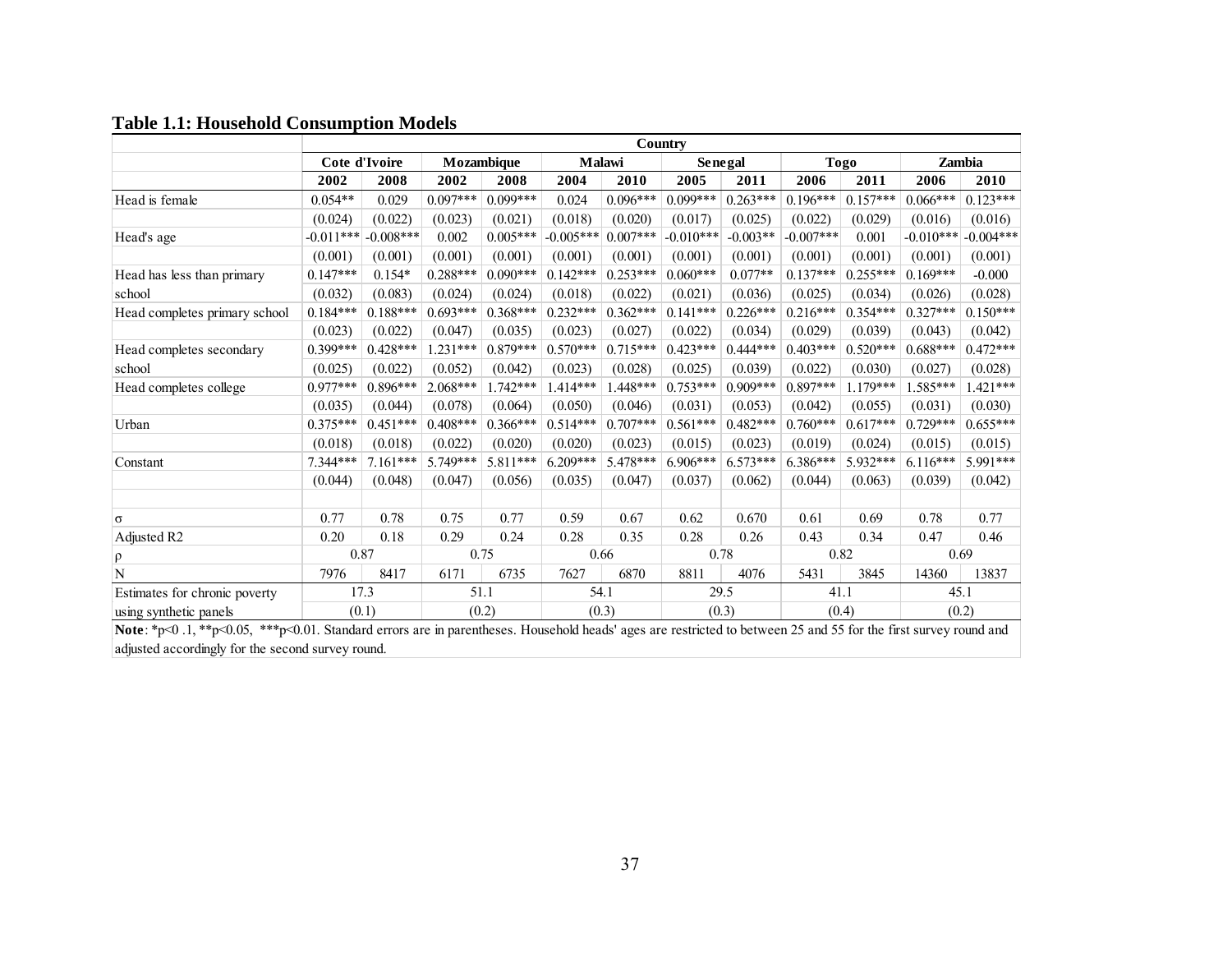**Table 1.1: Household Consumption Models**

| | Country | | | | | | | | | | | |
|---|---|---|---|---|---|---|---|---|---|---|---|---|
| | Cote d'Ivoire | | Mozambique | | Malawi | | Senegal | | Togo | | Zambia | |
| | 2002 | 2008 | 2002 | 2008 | 2004 | 2010 | 2005 | 2011 | 2006 | 2011 | 2006 | 2010 |
| Head is female | 0.054** | 0.029 | 0.097*** | 0.099*** | 0.024 | 0.096*** | 0.099*** | 0.263*** | 0.196*** | 0.157*** | 0.066*** | 0.123*** |
| | (0.024) | (0.022) | (0.023) | (0.021) | (0.018) | (0.020) | (0.017) | (0.025) | (0.022) | (0.029) | (0.016) | (0.016) |
| Head's age | -0.011*** | -0.008*** | 0.002 | 0.005*** | -0.005*** | 0.007*** | -0.010*** | -0.003** | -0.007*** | 0.001 | -0.010*** | -0.004*** |
| | (0.001) | (0.001) | (0.001) | (0.001) | (0.001) | (0.001) | (0.001) | (0.001) | (0.001) | (0.001) | (0.001) | (0.001) |
| Head has less than primary | 0.147*** | 0.154* | 0.288*** | 0.090*** | 0.142*** | 0.253*** | 0.060*** | 0.077** | 0.137*** | 0.255*** | 0.169*** | -0.000 |
| school | (0.032) | (0.083) | (0.024) | (0.024) | (0.018) | (0.022) | (0.021) | (0.036) | (0.025) | (0.034) | (0.026) | (0.028) |
| Head completes primary school | 0.184*** | 0.188*** | 0.693*** | 0.368*** | 0.232*** | 0.362*** | 0.141*** | 0.226*** | 0.216*** | 0.354*** | 0.327*** | 0.150*** |
| | (0.023) | (0.022) | (0.047) | (0.035) | (0.023) | (0.027) | (0.022) | (0.034) | (0.029) | (0.039) | (0.043) | (0.042) |
| Head completes secondary | 0.399*** | 0.428*** | 1.231*** | 0.879*** | 0.570*** | 0.715*** | 0.423*** | 0.444*** | 0.403*** | 0.520*** | 0.688*** | 0.472*** |
| school | (0.025) | (0.022) | (0.052) | (0.042) | (0.023) | (0.028) | (0.025) | (0.039) | (0.022) | (0.030) | (0.027) | (0.028) |
| Head completes college | 0.977*** | 0.896*** | 2.068*** | 1.742*** | 1.414*** | 1.448*** | 0.753*** | 0.909*** | 0.897*** | 1.179*** | 1.585*** | 1.421*** |
| | (0.035) | (0.044) | (0.078) | (0.064) | (0.050) | (0.046) | (0.031) | (0.053) | (0.042) | (0.055) | (0.031) | (0.030) |
| Urban | 0.375*** | 0.451*** | 0.408*** | 0.366*** | 0.514*** | 0.707*** | 0.561*** | 0.482*** | 0.760*** | 0.617*** | 0.729*** | 0.655*** |
| | (0.018) | (0.018) | (0.022) | (0.020) | (0.020) | (0.023) | (0.015) | (0.023) | (0.019) | (0.024) | (0.015) | (0.015) |
| Constant | 7.344*** | 7.161*** | 5.749*** | 5.811*** | 6.209*** | 5.478*** | 6.906*** | 6.573*** | 6.386*** | 5.932*** | 6.116*** | 5.991*** |
| | (0.044) | (0.048) | (0.047) | (0.056) | (0.035) | (0.047) | (0.037) | (0.062) | (0.044) | (0.063) | (0.039) | (0.042) |
| | | | | | | | | | | | | |
| σ | 0.77 | 0.78 | 0.75 | 0.77 | 0.59 | 0.67 | 0.62 | 0.670 | 0.61 | 0.69 | 0.78 | 0.77 |
| Adjusted R2 | 0.20 | 0.18 | 0.29 | 0.24 | 0.28 | 0.35 | 0.28 | 0.26 | 0.43 | 0.34 | 0.47 | 0.46 |
| ρ | 0.87 | | 0.75 | | 0.66 | | 0.78 | | 0.82 | | 0.69 | |
| N | 7976 | 8417 | 6171 | 6735 | 7627 | 6870 | 8811 | 4076 | 5431 | 3845 | 14360 | 13837 |
| Estimates for chronic poverty | 17.3 | | 51.1 | | 54.1 | | 29.5 | | 41.1 | | 45.1 | |
| using synthetic panels | (0.1) | | (0.2) | | (0.3) | | (0.3) | | (0.4) | | (0.2) | |

**Note**: *p<0 .1, **p<0.05, ***p<0.01. Standard errors are in parentheses. Household heads' ages are restricted to between 25 and 55 for the first survey round and adjusted accordingly for the second survey round.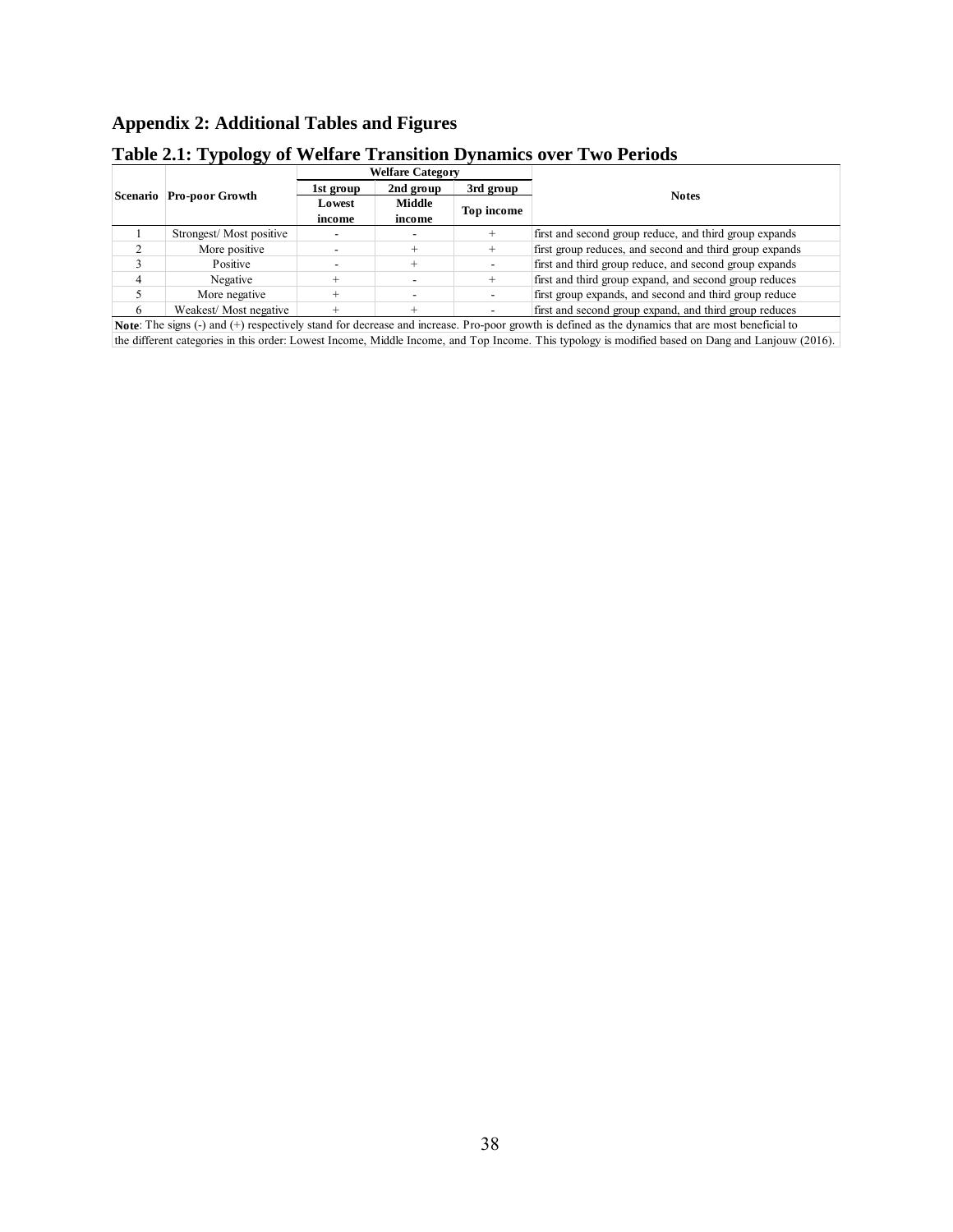## Appendix 2: Additional Tables and Figures

### Table 2.1: Typology of Welfare Transition Dynamics over Two Periods

| Scenario | Pro-poor Growth | Welfare Category | | | Notes |
|---|---|---|---|---|---|
| | | 1st group | 2nd group | 3rd group | |
| | | Lowest income | Middle income | Top income | |
| 1 | Strongest/ Most positive | - | - | + | first and second group reduce, and third group expands |
| 2 | More positive | - | + | + | first group reduces, and second and third group expands |
| 3 | Positive | - | + | - | first and third group reduce, and second group expands |
| 4 | Negative | + | - | + | first and third group expand, and second group reduces |
| 5 | More negative | + | - | - | first group expands, and second and third group reduce |
| 6 | Weakest/ Most negative | + | + | - | first and second group expand, and third group reduces |

**Note**: The signs (-) and (+) respectively stand for decrease and increase. Pro-poor growth is defined as the dynamics that are most beneficial to the different categories in this order: Lowest Income, Middle Income, and Top Income. This typology is modified based on Dang and Lanjouw (2016).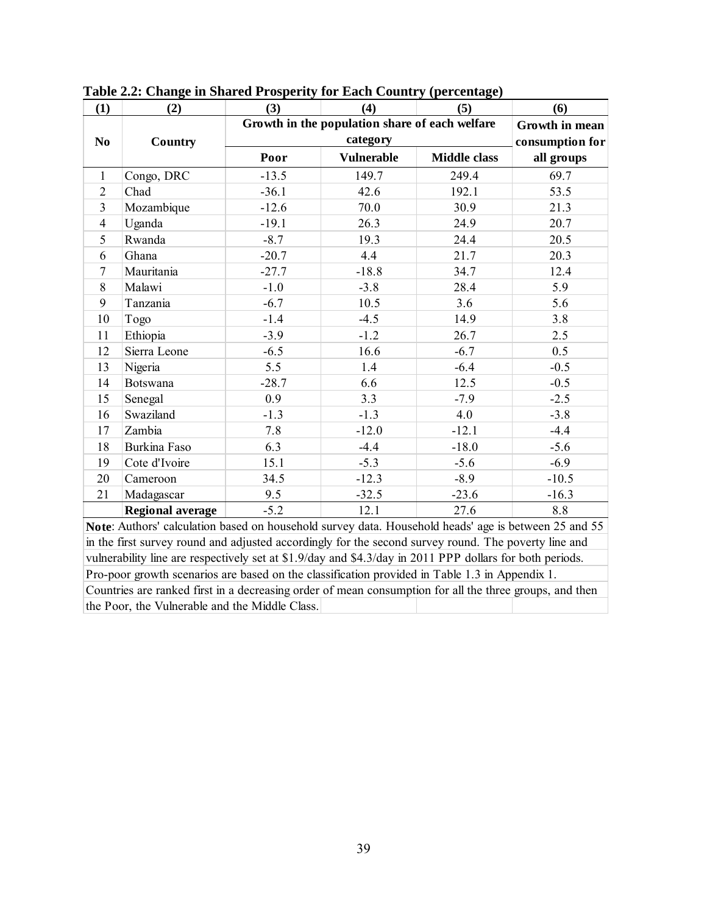**Table 2.2: Change in Shared Prosperity for Each Country (percentage)**

| (1) | (2) | (3) | (4) | (5) | (6) |
|---|---|---|---|---|---|
| No | Country | Growth in the population share of each welfare category | | | Growth in mean consumption for all groups |
| | | Poor | Vulnerable | Middle class | |
| 1 | Congo, DRC | -13.5 | 149.7 | 249.4 | 69.7 |
| 2 | Chad | -36.1 | 42.6 | 192.1 | 53.5 |
| 3 | Mozambique | -12.6 | 70.0 | 30.9 | 21.3 |
| 4 | Uganda | -19.1 | 26.3 | 24.9 | 20.7 |
| 5 | Rwanda | -8.7 | 19.3 | 24.4 | 20.5 |
| 6 | Ghana | -20.7 | 4.4 | 21.7 | 20.3 |
| 7 | Mauritania | -27.7 | -18.8 | 34.7 | 12.4 |
| 8 | Malawi | -1.0 | -3.8 | 28.4 | 5.9 |
| 9 | Tanzania | -6.7 | 10.5 | 3.6 | 5.6 |
| 10 | Togo | -1.4 | -4.5 | 14.9 | 3.8 |
| 11 | Ethiopia | -3.9 | -1.2 | 26.7 | 2.5 |
| 12 | Sierra Leone | -6.5 | 16.6 | -6.7 | 0.5 |
| 13 | Nigeria | 5.5 | 1.4 | -6.4 | -0.5 |
| 14 | Botswana | -28.7 | 6.6 | 12.5 | -0.5 |
| 15 | Senegal | 0.9 | 3.3 | -7.9 | -2.5 |
| 16 | Swaziland | -1.3 | -1.3 | 4.0 | -3.8 |
| 17 | Zambia | 7.8 | -12.0 | -12.1 | -4.4 |
| 18 | Burkina Faso | 6.3 | -4.4 | -18.0 | -5.6 |
| 19 | Cote d'Ivoire | 15.1 | -5.3 | -5.6 | -6.9 |
| 20 | Cameroon | 34.5 | -12.3 | -8.9 | -10.5 |
| 21 | Madagascar | 9.5 | -32.5 | -23.6 | -16.3 |
| | **Regional average** | -5.2 | 12.1 | 27.6 | 8.8 |

**Note**: Authors' calculation based on household survey data. Household heads' age is between 25 and 55 in the first survey round and adjusted accordingly for the second survey round. The poverty line and vulnerability line are respectively set at $1.9/day and $4.3/day in 2011 PPP dollars for both periods. Pro-poor growth scenarios are based on the classification provided in Table 1.3 in Appendix 1. Countries are ranked first in a decreasing order of mean consumption for all the three groups, and then the Poor, the Vulnerable and the Middle Class.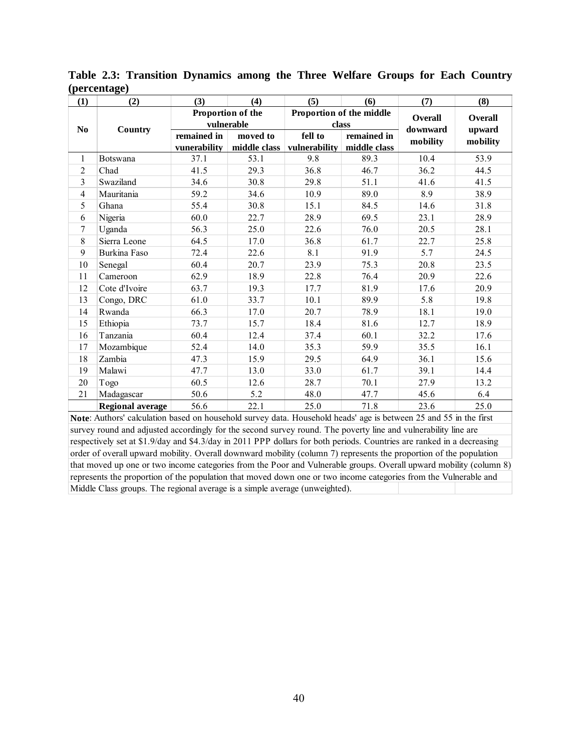**Table 2.3: Transition Dynamics among the Three Welfare Groups for Each Country (percentage)**

| (1) | (2) | (3) | (4) | (5) | (6) | (7) | (8) |
|---|---|---|---|---|---|---|---|
| No | Country | Proportion of the vulnerable | | Proportion of the middle class | | Overall downward mobility | Overall upward mobility |
| | | remained in vunerability | moved to middle class | fell to vulnerability | remained in middle class | | |
| 1 | Botswana | 37.1 | 53.1 | 9.8 | 89.3 | 10.4 | 53.9 |
| 2 | Chad | 41.5 | 29.3 | 36.8 | 46.7 | 36.2 | 44.5 |
| 3 | Swaziland | 34.6 | 30.8 | 29.8 | 51.1 | 41.6 | 41.5 |
| 4 | Mauritania | 59.2 | 34.6 | 10.9 | 89.0 | 8.9 | 38.9 |
| 5 | Ghana | 55.4 | 30.8 | 15.1 | 84.5 | 14.6 | 31.8 |
| 6 | Nigeria | 60.0 | 22.7 | 28.9 | 69.5 | 23.1 | 28.9 |
| 7 | Uganda | 56.3 | 25.0 | 22.6 | 76.0 | 20.5 | 28.1 |
| 8 | Sierra Leone | 64.5 | 17.0 | 36.8 | 61.7 | 22.7 | 25.8 |
| 9 | Burkina Faso | 72.4 | 22.6 | 8.1 | 91.9 | 5.7 | 24.5 |
| 10 | Senegal | 60.4 | 20.7 | 23.9 | 75.3 | 20.8 | 23.5 |
| 11 | Cameroon | 62.9 | 18.9 | 22.8 | 76.4 | 20.9 | 22.6 |
| 12 | Cote d'Ivoire | 63.7 | 19.3 | 17.7 | 81.9 | 17.6 | 20.9 |
| 13 | Congo, DRC | 61.0 | 33.7 | 10.1 | 89.9 | 5.8 | 19.8 |
| 14 | Rwanda | 66.3 | 17.0 | 20.7 | 78.9 | 18.1 | 19.0 |
| 15 | Ethiopia | 73.7 | 15.7 | 18.4 | 81.6 | 12.7 | 18.9 |
| 16 | Tanzania | 60.4 | 12.4 | 37.4 | 60.1 | 32.2 | 17.6 |
| 17 | Mozambique | 52.4 | 14.0 | 35.3 | 59.9 | 35.5 | 16.1 |
| 18 | Zambia | 47.3 | 15.9 | 29.5 | 64.9 | 36.1 | 15.6 |
| 19 | Malawi | 47.7 | 13.0 | 33.0 | 61.7 | 39.1 | 14.4 |
| 20 | Togo | 60.5 | 12.6 | 28.7 | 70.1 | 27.9 | 13.2 |
| 21 | Madagascar | 50.6 | 5.2 | 48.0 | 47.7 | 45.6 | 6.4 |
| | **Regional average** | 56.6 | 22.1 | 25.0 | 71.8 | 23.6 | 25.0 |

**Note**: Authors' calculation based on household survey data. Household heads' age is between 25 and 55 in the first survey round and adjusted accordingly for the second survey round. The poverty line and vulnerability line are respectively set at $1.9/day and $4.3/day in 2011 PPP dollars for both periods. Countries are ranked in a decreasing order of overall upward mobility. Overall downward mobility (column 7) represents the proportion of the population that moved up one or two income categories from the Poor and Vulnerable groups. Overall upward mobility (column 8) represents the proportion of the population that moved down one or two income categories from the Vulnerable and Middle Class groups. The regional average is a simple average (unweighted).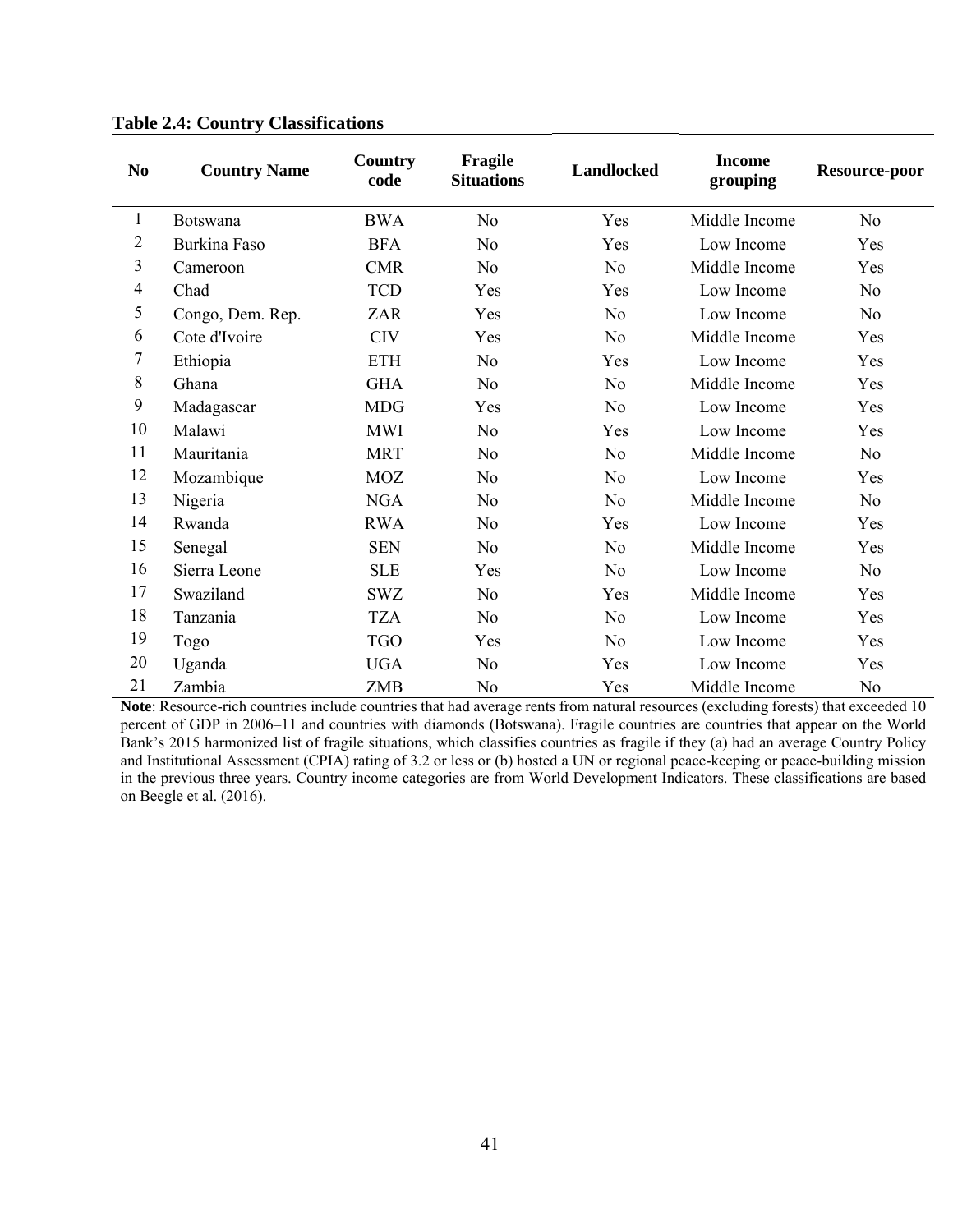**Table 2.4: Country Classifications**

| No | Country Name | Country code | Fragile Situations | Landlocked | Income grouping | Resource-poor |
|---|---|---|---|---|---|---|
| 1 | Botswana | BWA | No | Yes | Middle Income | No |
| 2 | Burkina Faso | BFA | No | Yes | Low Income | Yes |
| 3 | Cameroon | CMR | No | No | Middle Income | Yes |
| 4 | Chad | TCD | Yes | Yes | Low Income | No |
| 5 | Congo, Dem. Rep. | ZAR | Yes | No | Low Income | No |
| 6 | Cote d'Ivoire | CIV | Yes | No | Middle Income | Yes |
| 7 | Ethiopia | ETH | No | Yes | Low Income | Yes |
| 8 | Ghana | GHA | No | No | Middle Income | Yes |
| 9 | Madagascar | MDG | Yes | No | Low Income | Yes |
| 10 | Malawi | MWI | No | Yes | Low Income | Yes |
| 11 | Mauritania | MRT | No | No | Middle Income | No |
| 12 | Mozambique | MOZ | No | No | Low Income | Yes |
| 13 | Nigeria | NGA | No | No | Middle Income | No |
| 14 | Rwanda | RWA | No | Yes | Low Income | Yes |
| 15 | Senegal | SEN | No | No | Middle Income | Yes |
| 16 | Sierra Leone | SLE | Yes | No | Low Income | No |
| 17 | Swaziland | SWZ | No | Yes | Middle Income | Yes |
| 18 | Tanzania | TZA | No | No | Low Income | Yes |
| 19 | Togo | TGO | Yes | No | Low Income | Yes |
| 20 | Uganda | UGA | No | Yes | Low Income | Yes |
| 21 | Zambia | ZMB | No | Yes | Middle Income | No |

**Note**: Resource-rich countries include countries that had average rents from natural resources (excluding forests) that exceeded 10 percent of GDP in 2006–11 and countries with diamonds (Botswana). Fragile countries are countries that appear on the World Bank's 2015 harmonized list of fragile situations, which classifies countries as fragile if they (a) had an average Country Policy and Institutional Assessment (CPIA) rating of 3.2 or less or (b) hosted a UN or regional peace-keeping or peace-building mission in the previous three years. Country income categories are from World Development Indicators. These classifications are based on Beegle et al. (2016).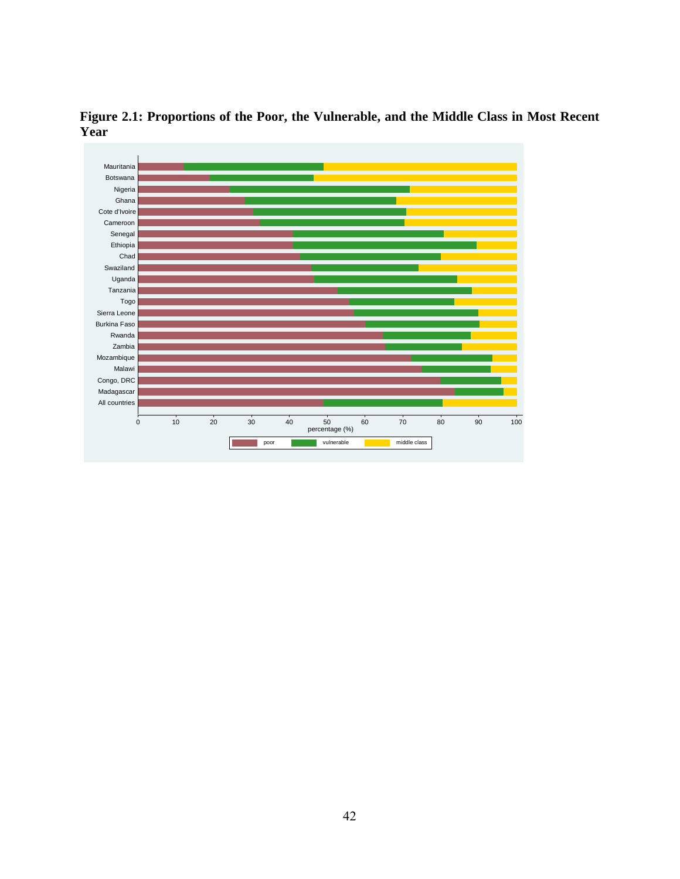**Figure 2.1: Proportions of the Poor, the Vulnerable, and the Middle Class in Most Recent Year**

Mauritania
Botswana
Nigeria
Ghana
Cote d'Ivoire
Cameroon
Senegal
Ethiopia
Chad
Swaziland
Uganda
Tanzania
Togo
Sierra Leone
Burkina Faso
Rwanda
Zambia
Mozambique
Malawi
Congo, DRC
Madagascar
All countries

0 10 20 30 40 50 60 70 80 90 100

percentage (%)

poor | vulnerable | middle class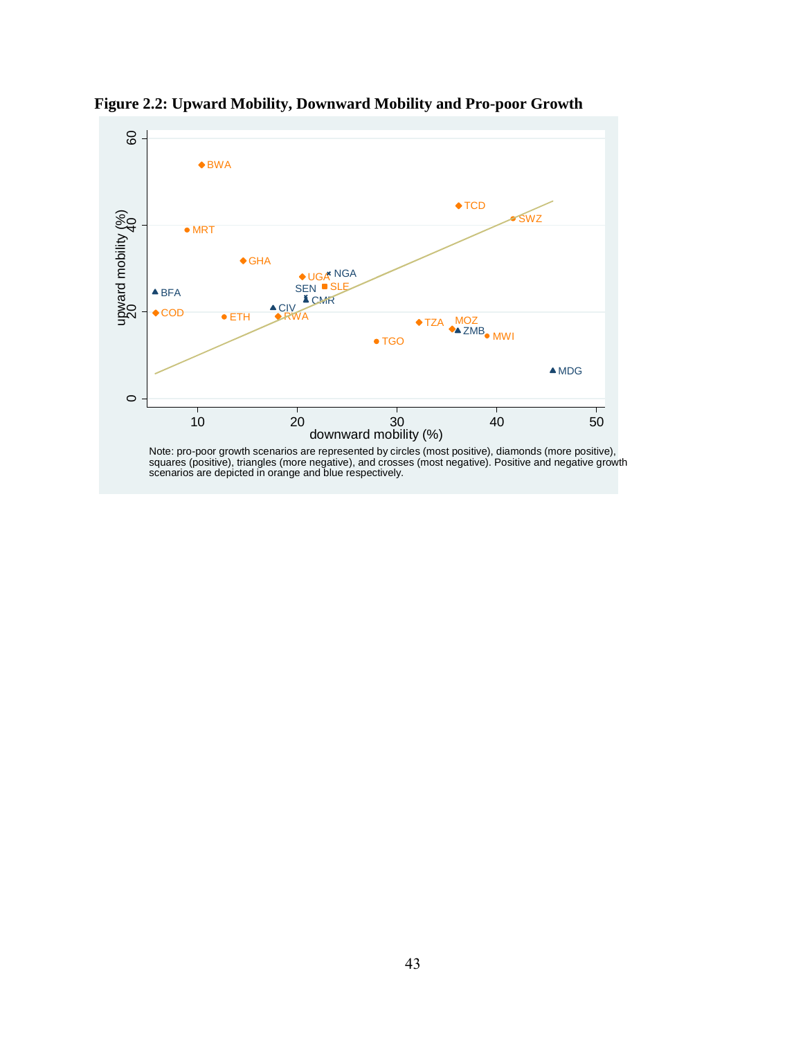**Figure 2.2: Upward Mobility, Downward Mobility and Pro-poor Growth**

upward mobility (%)

60
40
20
0

10 20 30 40 50

downward mobility (%)

BWA
TCD
SWZ
MRT
GHA
UGA
NGA
SEN
SLE
BFA
CMR
CIV
COD
ETH
RWA
TZA
MOZ
ZMB
MWI
TGO
MDG

Note: pro-poor growth scenarios are represented by circles (most positive), diamonds (more positive), squares (positive), triangles (more negative), and crosses (most negative). Positive and negative growth scenarios are depicted in orange and blue respectively.